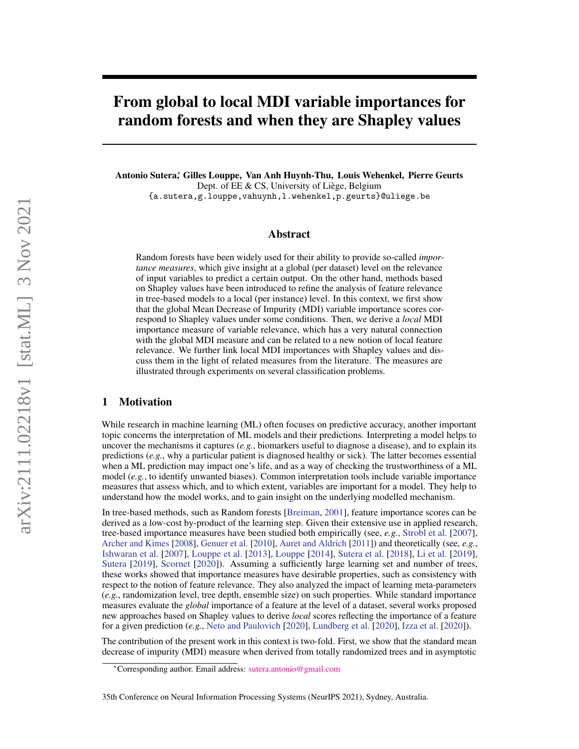# From global to local MDI variable importances for random forests and when they are Shapley values

**Antonio Sutera**[*], **Gilles Louppe**, **Van Anh Huynh-Thu**, **Louis Wehenkel**, **Pierre Geurts**
Dept. of EE & CS, University of Liège, Belgium
{a.sutera,g.louppe,vahuynh,l.wehenkel,p.geurts}@uliege.be

## Abstract

Random forests have been widely used for their ability to provide so-called *importance measures*, which give insight at a global (per dataset) level on the relevance of input variables to predict a certain output. On the other hand, methods based on Shapley values have been introduced to refine the analysis of feature relevance in tree-based models to a local (per instance) level. In this context, we first show that the global Mean Decrease of Impurity (MDI) variable importance scores correspond to Shapley values under some conditions. Then, we derive a *local* MDI importance measure of variable relevance, which has a very natural connection with the global MDI measure and can be related to a new notion of local feature relevance. We further link local MDI importances with Shapley values and discuss them in the light of related measures from the literature. The measures are illustrated through experiments on several classification problems.

## 1 Motivation

While research in machine learning (ML) often focuses on predictive accuracy, another important topic concerns the interpretation of ML models and their predictions. Interpreting a model helps to uncover the mechanisms it captures (*e.g.*, biomarkers useful to diagnose a disease), and to explain its predictions (*e.g.*, why a particular patient is diagnosed healthy or sick). The latter becomes essential when a ML prediction may impact one's life, and as a way of checking the trustworthiness of a ML model (*e.g.*, to identify unwanted biases). Common interpretation tools include variable importance measures that assess which, and to which extent, variables are important for a model. They help to understand how the model works, and to gain insight on the underlying modelled mechanism.

In tree-based methods, such as Random forests [Breiman, 2001], feature importance scores can be derived as a low-cost by-product of the learning step. Given their extensive use in applied research, tree-based importance measures have been studied both empirically (see, *e.g.*, Strobl et al. [2007], Archer and Kimes [2008], Genuer et al. [2010], Auret and Aldrich [2011]) and theoretically (see, *e.g.*, Ishwaran et al. [2007], Louppe et al. [2013], Louppe [2014], Sutera et al. [2018], Li et al. [2019], Sutera [2019], Scornet [2020]). Assuming a sufficiently large learning set and number of trees, these works showed that importance measures have desirable properties, such as consistency with respect to the notion of feature relevance. They also analyzed the impact of learning meta-parameters (*e.g.*, randomization level, tree depth, ensemble size) on such properties. While standard importance measures evaluate the *global* importance of a feature at the level of a dataset, several works proposed new approaches based on Shapley values to derive *local* scores reflecting the importance of a feature for a given prediction (*e.g.*, Neto and Paulovich [2020], Lundberg et al. [2020], Izza et al. [2020]).

The contribution of the present work in this context is two-fold. First, we show that the standard mean decrease of impurity (MDI) measure when derived from totally randomized trees and in asymptotic

[*]Corresponding author. Email address: sutera.antonio@gmail.com

35th Conference on Neural Information Processing Systems (NeurIPS 2021), Sydney, Australia.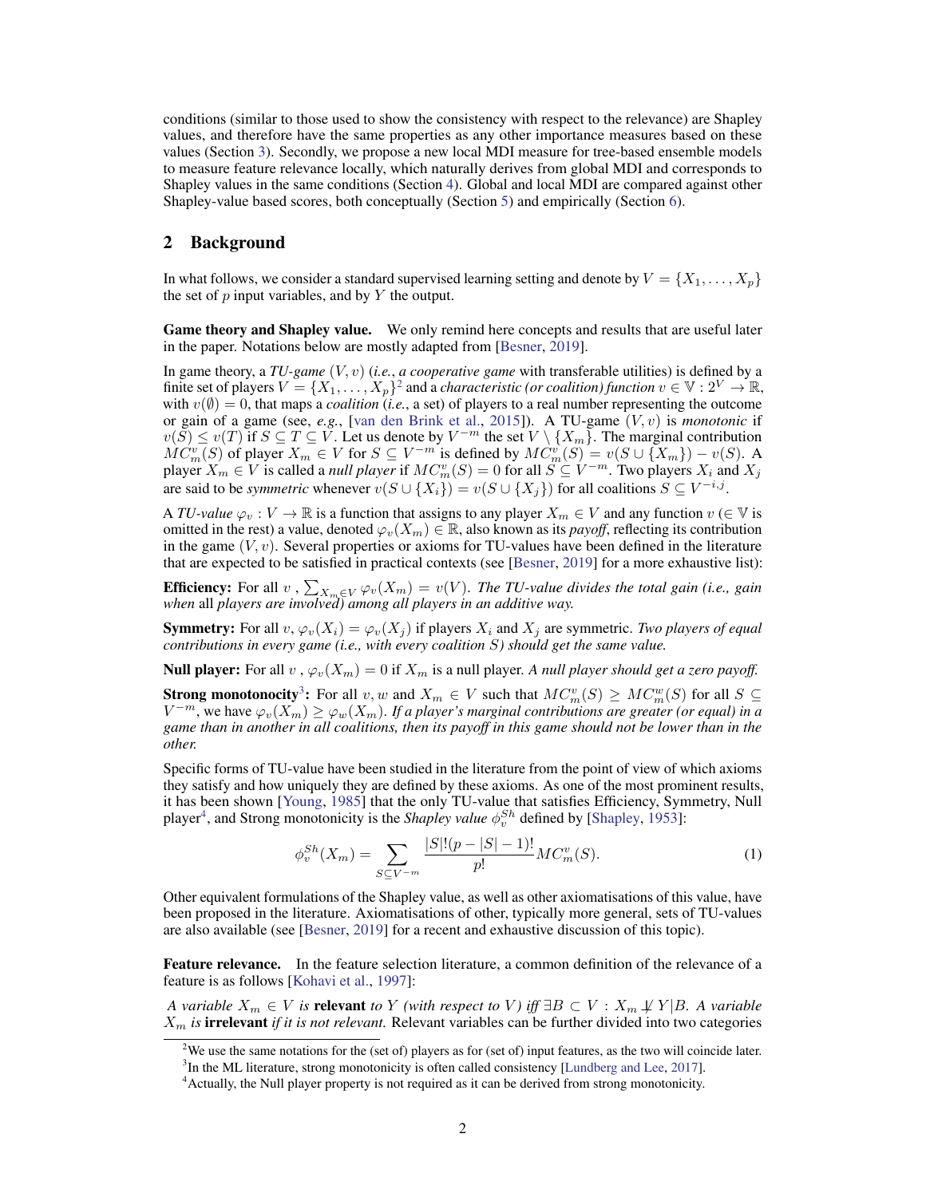conditions (similar to those used to show the consistency with respect to the relevance) are Shapley values, and therefore have the same properties as any other importance measures based on these values (Section 3). Secondly, we propose a new local MDI measure for tree-based ensemble models to measure feature relevance locally, which naturally derives from global MDI and corresponds to Shapley values in the same conditions (Section 4). Global and local MDI are compared against other Shapley-value based scores, both conceptually (Section 5) and empirically (Section 6).

## 2 Background

In what follows, we consider a standard supervised learning setting and denote by $V = \{X_1, \ldots, X_p\}$ the set of $p$ input variables, and by $Y$ the output.

**Game theory and Shapley value.** We only remind here concepts and results that are useful later in the paper. Notations below are mostly adapted from [Besner, 2019].

In game theory, a *TU-game* $(V, v)$ (*i.e.*, *a cooperative game* with transferable utilities) is defined by a finite set of players $V = \{X_1, \ldots, X_p\}$[2] and a *characteristic (or coalition) function* $v \in \mathbb{V} : 2^V \to \mathbb{R}$, with $v(\emptyset) = 0$, that maps a *coalition* (*i.e.*, a set) of players to a real number representing the outcome or gain of a game (see, *e.g.*, [van den Brink et al., 2015]). A TU-game $(V, v)$ is *monotonic* if $v(S) \leq v(T)$ if $S \subseteq T \subseteq V$. Let us denote by $V^{-m}$ the set $V \setminus \{X_m\}$. The marginal contribution $MC^v_m(S)$ of player $X_m \in V$ for $S \subseteq V^{-m}$ is defined by $MC^v_m(S) = v(S \cup \{X_m\}) - v(S)$. A player $X_m \in V$ is called a *null player* if $MC^v_m(S) = 0$ for all $S \subseteq V^{-m}$. Two players $X_i$ and $X_j$ are said to be *symmetric* whenever $v(S \cup \{X_i\}) = v(S \cup \{X_j\})$ for all coalitions $S \subseteq V^{-i,j}$.

A *TU-value* $\varphi_v : V \to \mathbb{R}$ is a function that assigns to any player $X_m \in V$ and any function $v$ ($\in \mathbb{V}$ is omitted in the rest) a value, denoted $\varphi_v(X_m) \in \mathbb{R}$, also known as its *payoff*, reflecting its contribution in the game $(V, v)$. Several properties or axioms for TU-values have been defined in the literature that are expected to be satisfied in practical contexts (see [Besner, 2019] for a more exhaustive list):

**Efficiency:** For all $v$ , $\sum_{X_m \in V} \varphi_v(X_m) = v(V)$. *The TU-value divides the total gain (i.e., gain when* all *players are involved) among all players in an additive way.*

**Symmetry:** For all $v$, $\varphi_v(X_i) = \varphi_v(X_j)$ if players $X_i$ and $X_j$ are symmetric. *Two players of equal contributions in every game (i.e., with every coalition $S$) should get the same value.*

**Null player:** For all $v$ , $\varphi_v(X_m) = 0$ if $X_m$ is a null player. *A null player should get a zero payoff.*

**Strong monotonocity**[3]**:** For all $v, w$ and $X_m \in V$ such that $MC^v_m(S) \geq MC^w_m(S)$ for all $S \subseteq V^{-m}$, we have $\varphi_v(X_m) \geq \varphi_w(X_m)$. *If a player's marginal contributions are greater (or equal) in a game than in another in all coalitions, then its payoff in this game should not be lower than in the other.*

Specific forms of TU-value have been studied in the literature from the point of view of which axioms they satisfy and how uniquely they are defined by these axioms. As one of the most prominent results, it has been shown [Young, 1985] that the only TU-value that satisfies Efficiency, Symmetry, Null player[4], and Strong monotonicity is the *Shapley value* $\phi^{Sh}_v$ defined by [Shapley, 1953]:

$$\phi^{Sh}_v(X_m) = \sum_{S \subseteq V^{-m}} \frac{|S|!(p - |S| - 1)!}{p!} MC^v_m(S). \tag{1}$$

Other equivalent formulations of the Shapley value, as well as other axiomatisations of this value, have been proposed in the literature. Axiomatisations of other, typically more general, sets of TU-values are also available (see [Besner, 2019] for a recent and exhaustive discussion of this topic).

**Feature relevance.** In the feature selection literature, a common definition of the relevance of a feature is as follows [Kohavi et al., 1997]:

*A variable $X_m \in V$ is* **relevant** *to $Y$ (with respect to $V$) iff $\exists B \subset V : X_m \not\perp Y | B$. A variable $X_m$ is* **irrelevant** *if it is not relevant.* Relevant variables can be further divided into two categories

[2] We use the same notations for the (set of) players as for (set of) input features, as the two will coincide later.

[3] In the ML literature, strong monotonicity is often called consistency [Lundberg and Lee, 2017].

[4] Actually, the Null player property is not required as it can be derived from strong monotonicity.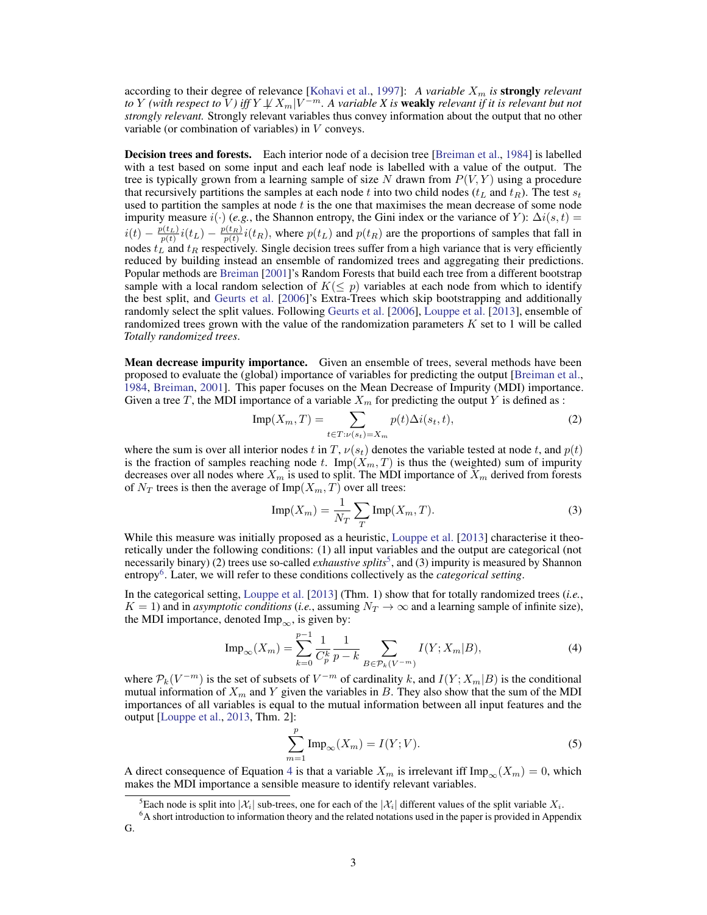according to their degree of relevance [Kohavi et al., 1997]: *A variable $X_m$ is* **strongly** *relevant to $Y$ (with respect to $V$) iff $Y \not\perp X_m | V^{-m}$. A variable $X$ is* **weakly** *relevant if it is relevant but not strongly relevant.* Strongly relevant variables thus convey information about the output that no other variable (or combination of variables) in $V$ conveys.

**Decision trees and forests.** Each interior node of a decision tree [Breiman et al., 1984] is labelled with a test based on some input and each leaf node is labelled with a value of the output. The tree is typically grown from a learning sample of size $N$ drawn from $P(V, Y)$ using a procedure that recursively partitions the samples at each node $t$ into two child nodes ($t_L$ and $t_R$). The test $s_t$ used to partition the samples at node $t$ is the one that maximises the mean decrease of some node impurity measure $i(\cdot)$ (*e.g.*, the Shannon entropy, the Gini index or the variance of $Y$): $\Delta i(s, t) = i(t) - \frac{p(t_L)}{p(t)} i(t_L) - \frac{p(t_R)}{p(t)} i(t_R)$, where $p(t_L)$ and $p(t_R)$ are the proportions of samples that fall in nodes $t_L$ and $t_R$ respectively. Single decision trees suffer from a high variance that is very efficiently reduced by building instead an ensemble of randomized trees and aggregating their predictions. Popular methods are Breiman [2001]'s Random Forests that build each tree from a different bootstrap sample with a local random selection of $K (\leq p)$ variables at each node from which to identify the best split, and Geurts et al. [2006]'s Extra-Trees which skip bootstrapping and additionally randomly select the split values. Following Geurts et al. [2006], Louppe et al. [2013], ensemble of randomized trees grown with the value of the randomization parameters $K$ set to 1 will be called *Totally randomized trees*.

**Mean decrease impurity importance.** Given an ensemble of trees, several methods have been proposed to evaluate the (global) importance of variables for predicting the output [Breiman et al., 1984, Breiman, 2001]. This paper focuses on the Mean Decrease of Impurity (MDI) importance. Given a tree $T$, the MDI importance of a variable $X_m$ for predicting the output $Y$ is defined as :

$$\text{Imp}(X_m, T) = \sum_{t \in T : \nu(s_t) = X_m} p(t) \Delta i(s_t, t), \tag{2}$$

where the sum is over all interior nodes $t$ in $T$, $\nu(s_t)$ denotes the variable tested at node $t$, and $p(t)$ is the fraction of samples reaching node $t$. $\text{Imp}(X_m, T)$ is thus the (weighted) sum of impurity decreases over all nodes where $X_m$ is used to split. The MDI importance of $X_m$ derived from forests of $N_T$ trees is then the average of $\text{Imp}(X_m, T)$ over all trees:

$$\text{Imp}(X_m) = \frac{1}{N_T} \sum_T \text{Imp}(X_m, T). \tag{3}$$

While this measure was initially proposed as a heuristic, Louppe et al. [2013] characterise it theoretically under the following conditions: (1) all input variables and the output are categorical (not necessarily binary) (2) trees use so-called *exhaustive splits*[5], and (3) impurity is measured by Shannon entropy[6]. Later, we will refer to these conditions collectively as the *categorical setting*.

In the categorical setting, Louppe et al. [2013] (Thm. 1) show that for totally randomized trees (*i.e.*, $K = 1$) and in *asymptotic conditions* (*i.e.*, assuming $N_T \to \infty$ and a learning sample of infinite size), the MDI importance, denoted $\text{Imp}_\infty$, is given by:

$$\text{Imp}_\infty(X_m) = \sum_{k=0}^{p-1} \frac{1}{C_p^k} \frac{1}{p-k} \sum_{B \in \mathcal{P}_k(V^{-m})} I(Y; X_m | B), \tag{4}$$

where $\mathcal{P}_k(V^{-m})$ is the set of subsets of $V^{-m}$ of cardinality $k$, and $I(Y; X_m|B)$ is the conditional mutual information of $X_m$ and $Y$ given the variables in $B$. They also show that the sum of the MDI importances of all variables is equal to the mutual information between all input features and the output [Louppe et al., 2013, Thm. 2]:

$$\sum_{m=1}^{p} \text{Imp}_\infty(X_m) = I(Y; V). \tag{5}$$

A direct consequence of Equation 4 is that a variable $X_m$ is irrelevant iff $\text{Imp}_\infty(X_m) = 0$, which makes the MDI importance a sensible measure to identify relevant variables.

[5] Each node is split into $|\mathcal{X}_i|$ sub-trees, one for each of the $|\mathcal{X}_i|$ different values of the split variable $X_i$.

[6] A short introduction to information theory and the related notations used in the paper is provided in Appendix G.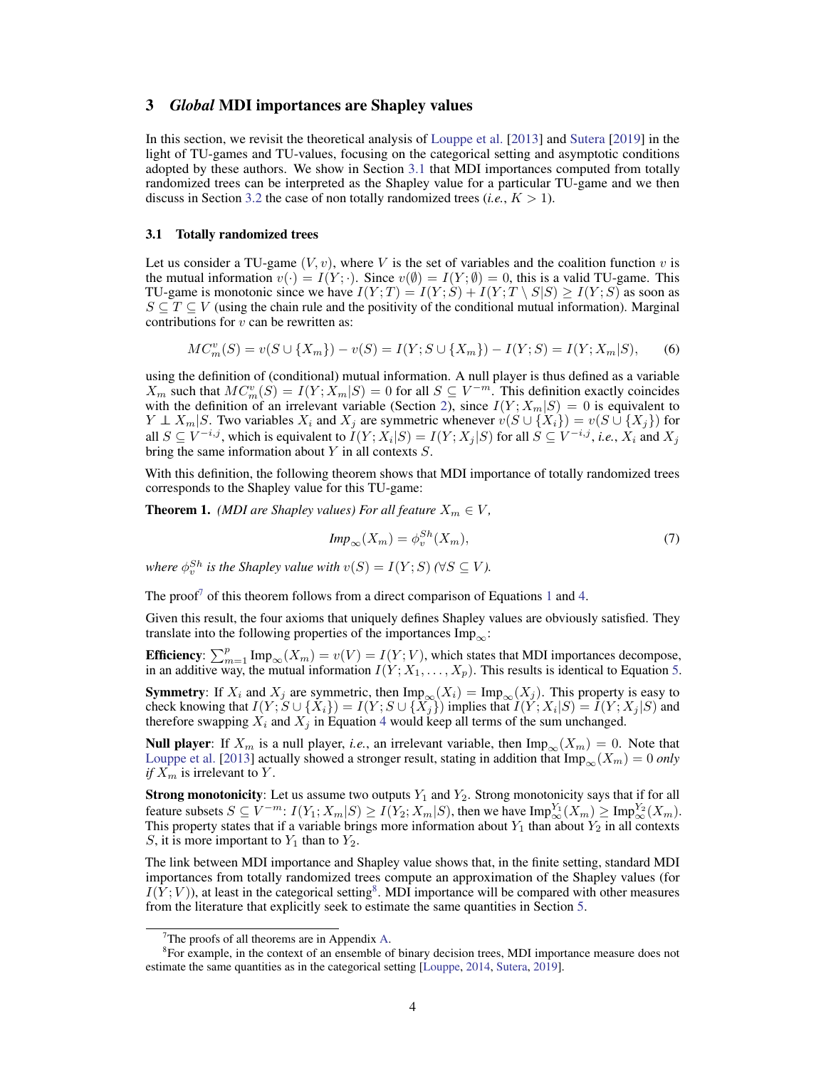## 3 *Global* MDI importances are Shapley values

In this section, we revisit the theoretical analysis of Louppe et al. [2013] and Sutera [2019] in the light of TU-games and TU-values, focusing on the categorical setting and asymptotic conditions adopted by these authors. We show in Section 3.1 that MDI importances computed from totally randomized trees can be interpreted as the Shapley value for a particular TU-game and we then discuss in Section 3.2 the case of non totally randomized trees (*i.e.*, $K > 1$).

### 3.1 Totally randomized trees

Let us consider a TU-game $(V, v)$, where $V$ is the set of variables and the coalition function $v$ is the mutual information $v(\cdot) = I(Y; \cdot)$. Since $v(\emptyset) = I(Y; \emptyset) = 0$, this is a valid TU-game. This TU-game is monotonic since we have $I(Y; T) = I(Y; S) + I(Y; T \setminus S|S) \geq I(Y; S)$ as soon as $S \subseteq T \subseteq V$ (using the chain rule and the positivity of the conditional mutual information). Marginal contributions for $v$ can be rewritten as:

$$MC_m^v(S) = v(S \cup \{X_m\}) - v(S) = I(Y; S \cup \{X_m\}) - I(Y; S) = I(Y; X_m|S), \tag{6}$$

using the definition of (conditional) mutual information. A null player is thus defined as a variable $X_m$ such that $MC_m^v(S) = I(Y; X_m|S) = 0$ for all $S \subseteq V^{-m}$. This definition exactly coincides with the definition of an irrelevant variable (Section 2), since $I(Y; X_m|S) = 0$ is equivalent to $Y \perp X_m|S$. Two variables $X_i$ and $X_j$ are symmetric whenever $v(S \cup \{X_i\}) = v(S \cup \{X_j\})$ for all $S \subseteq V^{-i,j}$, which is equivalent to $I(Y; X_i|S) = I(Y; X_j|S)$ for all $S \subseteq V^{-i,j}$, *i.e.*, $X_i$ and $X_j$ bring the same information about $Y$ in all contexts $S$.

With this definition, the following theorem shows that MDI importance of totally randomized trees corresponds to the Shapley value for this TU-game:

**Theorem 1.** *(MDI are Shapley values) For all feature $X_m \in V$,*

$$Imp_\infty(X_m) = \phi_v^{Sh}(X_m), \tag{7}$$

*where $\phi_v^{Sh}$ is the Shapley value with $v(S) = I(Y; S)$ ($\forall S \subseteq V$).*

The proof[7] of this theorem follows from a direct comparison of Equations 1 and 4.

Given this result, the four axioms that uniquely defines Shapley values are obviously satisfied. They translate into the following properties of the importances $\text{Imp}_\infty$:

**Efficiency**: $\sum_{m=1}^p \text{Imp}_\infty(X_m) = v(V) = I(Y; V)$, which states that MDI importances decompose, in an additive way, the mutual information $I(Y; X_1, \ldots, X_p)$. This results is identical to Equation 5.

**Symmetry**: If $X_i$ and $X_j$ are symmetric, then $\text{Imp}_\infty(X_i) = \text{Imp}_\infty(X_j)$. This property is easy to check knowing that $I(Y; S \cup \{X_i\}) = I(Y; S \cup \{X_j\})$ implies that $I(Y; X_i|S) = I(Y; X_j|S)$ and therefore swapping $X_i$ and $X_j$ in Equation 4 would keep all terms of the sum unchanged.

**Null player**: If $X_m$ is a null player, *i.e.*, an irrelevant variable, then $\text{Imp}_\infty(X_m) = 0$. Note that Louppe et al. [2013] actually showed a stronger result, stating in addition that $\text{Imp}_\infty(X_m) = 0$ *only if* $X_m$ is irrelevant to $Y$.

**Strong monotonicity**: Let us assume two outputs $Y_1$ and $Y_2$. Strong monotonicity says that if for all feature subsets $S \subseteq V^{-m}$: $I(Y_1; X_m|S) \geq I(Y_2; X_m|S)$, then we have $\text{Imp}_\infty^{Y_1}(X_m) \geq \text{Imp}_\infty^{Y_2}(X_m)$. This property states that if a variable brings more information about $Y_1$ than about $Y_2$ in all contexts $S$, it is more important to $Y_1$ than to $Y_2$.

The link between MDI importance and Shapley value shows that, in the finite setting, standard MDI importances from totally randomized trees compute an approximation of the Shapley values (for $I(Y; V)$), at least in the categorical setting[8]. MDI importance will be compared with other measures from the literature that explicitly seek to estimate the same quantities in Section 5.

[7] The proofs of all theorems are in Appendix A.

[8] For example, in the context of an ensemble of binary decision trees, MDI importance measure does not estimate the same quantities as in the categorical setting [Louppe, 2014, Sutera, 2019].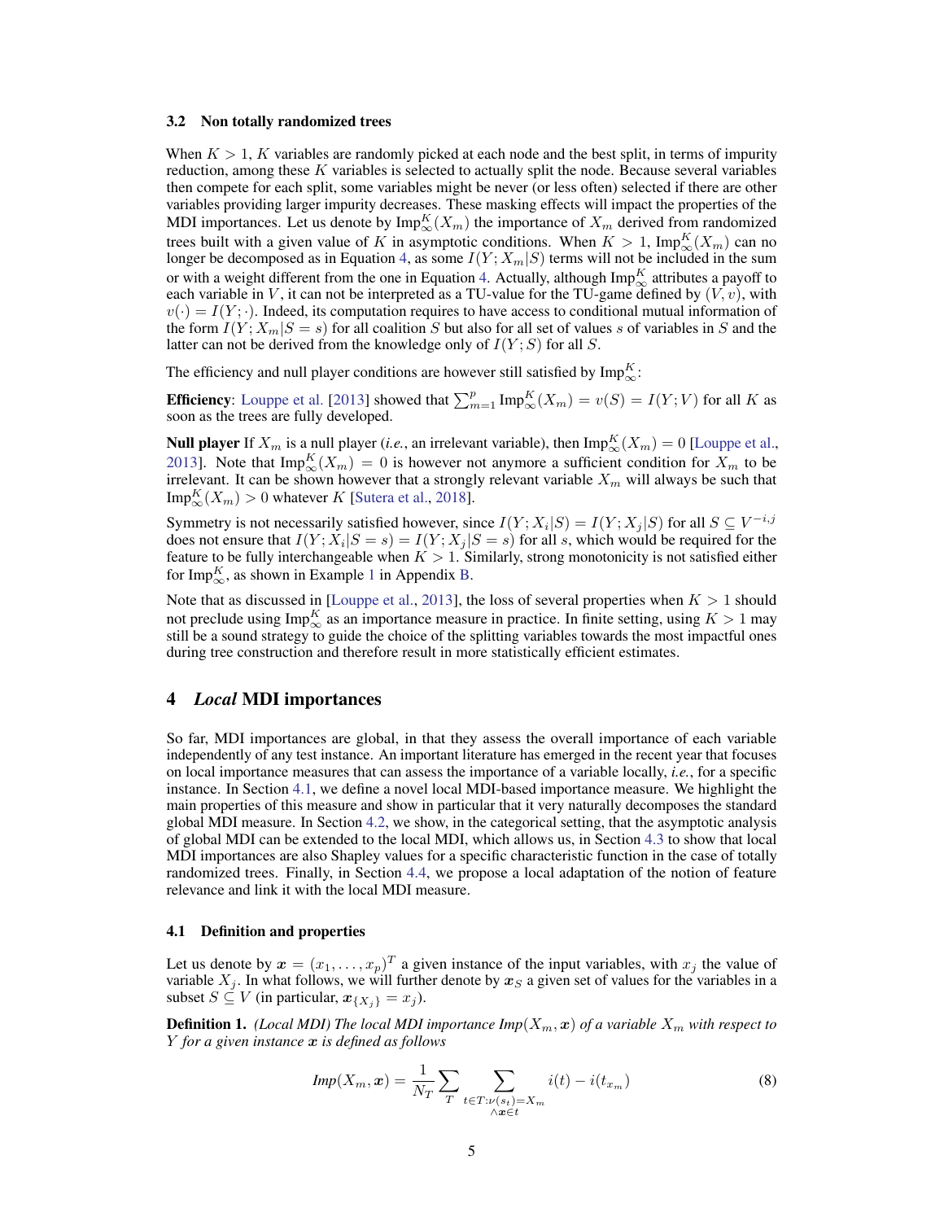### 3.2 Non totally randomized trees

When $K > 1$, $K$ variables are randomly picked at each node and the best split, in terms of impurity reduction, among these $K$ variables is selected to actually split the node. Because several variables then compete for each split, some variables might be never (or less often) selected if there are other variables providing larger impurity decreases. These masking effects will impact the properties of the MDI importances. Let us denote by $\text{Imp}_\infty^K(X_m)$ the importance of $X_m$ derived from randomized trees built with a given value of $K$ in asymptotic conditions. When $K > 1$, $\text{Imp}_\infty^K(X_m)$ can no longer be decomposed as in Equation 4, as some $I(Y; X_m|S)$ terms will not be included in the sum or with a weight different from the one in Equation 4. Actually, although $\text{Imp}_\infty^K$ attributes a payoff to each variable in $V$, it can not be interpreted as a TU-value for the TU-game defined by $(V, v)$, with $v(\cdot) = I(Y; \cdot)$. Indeed, its computation requires to have access to conditional mutual information of the form $I(Y; X_m|S = s)$ for all coalition $S$ but also for all set of values $s$ of variables in $S$ and the latter can not be derived from the knowledge only of $I(Y; S)$ for all $S$.

The efficiency and null player conditions are however still satisfied by $\text{Imp}_\infty^K$:

**Efficiency**: Louppe et al. [2013] showed that $\sum_{m=1}^p \text{Imp}_\infty^K(X_m) = v(S) = I(Y; V)$ for all $K$ as soon as the trees are fully developed.

**Null player** If $X_m$ is a null player (*i.e.*, an irrelevant variable), then $\text{Imp}_\infty^K(X_m) = 0$ [Louppe et al., 2013]. Note that $\text{Imp}_\infty^K(X_m) = 0$ is however not anymore a sufficient condition for $X_m$ to be irrelevant. It can be shown however that a strongly relevant variable $X_m$ will always be such that $\text{Imp}_\infty^K(X_m) > 0$ whatever $K$ [Sutera et al., 2018].

Symmetry is not necessarily satisfied however, since $I(Y; X_i|S) = I(Y; X_j|S)$ for all $S \subseteq V^{-i,j}$ does not ensure that $I(Y; X_i|S = s) = I(Y; X_j|S = s)$ for all $s$, which would be required for the feature to be fully interchangeable when $K > 1$. Similarly, strong monotonicity is not satisfied either for $\text{Imp}_\infty^K$, as shown in Example 1 in Appendix B.

Note that as discussed in [Louppe et al., 2013], the loss of several properties when $K > 1$ should not preclude using $\text{Imp}_\infty^K$ as an importance measure in practice. In finite setting, using $K > 1$ may still be a sound strategy to guide the choice of the splitting variables towards the most impactful ones during tree construction and therefore result in more statistically efficient estimates.

## 4 *Local* MDI importances

So far, MDI importances are global, in that they assess the overall importance of each variable independently of any test instance. An important literature has emerged in the recent year that focuses on local importance measures that can assess the importance of a variable locally, *i.e.*, for a specific instance. In Section 4.1, we define a novel local MDI-based importance measure. We highlight the main properties of this measure and show in particular that it very naturally decomposes the standard global MDI measure. In Section 4.2, we show, in the categorical setting, that the asymptotic analysis of global MDI can be extended to the local MDI, which allows us, in Section 4.3 to show that local MDI importances are also Shapley values for a specific characteristic function in the case of totally randomized trees. Finally, in Section 4.4, we propose a local adaptation of the notion of feature relevance and link it with the local MDI measure.

### 4.1 Definition and properties

Let us denote by $\boldsymbol{x} = (x_1, \ldots, x_p)^T$ a given instance of the input variables, with $x_j$ the value of variable $X_j$. In what follows, we will further denote by $\boldsymbol{x}_S$ a given set of values for the variables in a subset $S \subseteq V$ (in particular, $\boldsymbol{x}_{\{X_j\}} = x_j$).

**Definition 1.** *(Local MDI) The local MDI importance $Imp(X_m, \boldsymbol{x})$ of a variable $X_m$ with respect to $Y$ for a given instance $\boldsymbol{x}$ is defined as follows*

$$Imp(X_m, \boldsymbol{x}) = \frac{1}{N_T} \sum_T \sum_{\substack{t \in T: \nu(s_t) = X_m \\ \wedge \boldsymbol{x} \in t}} i(t) - i(t_{x_m}) \tag{8}$$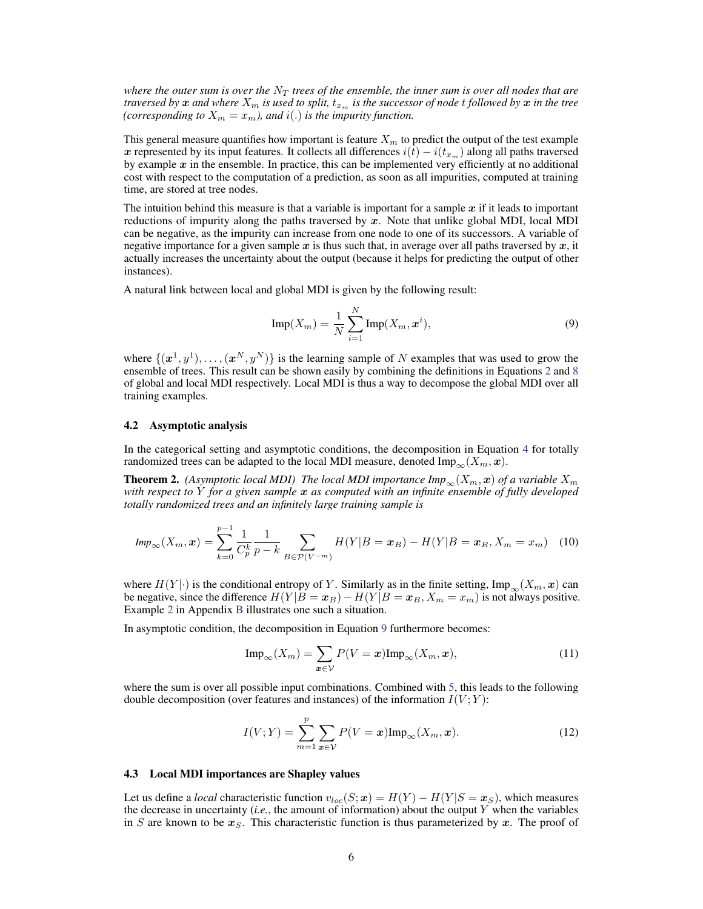*where the outer sum is over the $N_T$ trees of the ensemble, the inner sum is over all nodes that are traversed by $\boldsymbol{x}$ and where $X_m$ is used to split, $t_{x_m}$ is the successor of node $t$ followed by $\boldsymbol{x}$ in the tree (corresponding to $X_m = x_m$), and $i(.)$ is the impurity function.*

This general measure quantifies how important is feature $X_m$ to predict the output of the test example $\boldsymbol{x}$ represented by its input features. It collects all differences $i(t) - i(t_{x_m})$ along all paths traversed by example $\boldsymbol{x}$ in the ensemble. In practice, this can be implemented very efficiently at no additional cost with respect to the computation of a prediction, as soon as all impurities, computed at training time, are stored at tree nodes.

The intuition behind this measure is that a variable is important for a sample $\boldsymbol{x}$ if it leads to important reductions of impurity along the paths traversed by $\boldsymbol{x}$. Note that unlike global MDI, local MDI can be negative, as the impurity can increase from one node to one of its successors. A variable of negative importance for a given sample $\boldsymbol{x}$ is thus such that, in average over all paths traversed by $\boldsymbol{x}$, it actually increases the uncertainty about the output (because it helps for predicting the output of other instances).

A natural link between local and global MDI is given by the following result:

$$\text{Imp}(X_m) = \frac{1}{N} \sum_{i=1}^{N} \text{Imp}(X_m, \boldsymbol{x}^i), \tag{9}$$

where $\{(\boldsymbol{x}^1, y^1), \ldots, (\boldsymbol{x}^N, y^N)\}$ is the learning sample of $N$ examples that was used to grow the ensemble of trees. This result can be shown easily by combining the definitions in Equations 2 and 8 of global and local MDI respectively. Local MDI is thus a way to decompose the global MDI over all training examples.

### 4.2 Asymptotic analysis

In the categorical setting and asymptotic conditions, the decomposition in Equation 4 for totally randomized trees can be adapted to the local MDI measure, denoted $\text{Imp}_\infty(X_m, \boldsymbol{x})$.

**Theorem 2.** *(Asymptotic local MDI) The local MDI importance $\text{Imp}_\infty(X_m, \boldsymbol{x})$ of a variable $X_m$ with respect to $Y$ for a given sample $\boldsymbol{x}$ as computed with an infinite ensemble of fully developed totally randomized trees and an infinitely large training sample is*

$$\text{Imp}_\infty(X_m, \boldsymbol{x}) = \sum_{k=0}^{p-1} \frac{1}{C_p^k} \frac{1}{p-k} \sum_{B \in \mathcal{P}(V^{-m})} H(Y|B = \boldsymbol{x}_B) - H(Y|B = \boldsymbol{x}_B, X_m = x_m) \tag{10}$$

where $H(Y|\cdot)$ is the conditional entropy of $Y$. Similarly as in the finite setting, $\text{Imp}_\infty(X_m, \boldsymbol{x})$ can be negative, since the difference $H(Y|B = \boldsymbol{x}_B) - H(Y|B = \boldsymbol{x}_B, X_m = x_m)$ is not always positive. Example 2 in Appendix B illustrates one such a situation.

In asymptotic condition, the decomposition in Equation 9 furthermore becomes:

$$\text{Imp}_\infty(X_m) = \sum_{\boldsymbol{x} \in \mathcal{V}} P(V = \boldsymbol{x}) \text{Imp}_\infty(X_m, \boldsymbol{x}), \tag{11}$$

where the sum is over all possible input combinations. Combined with 5, this leads to the following double decomposition (over features and instances) of the information $I(V;Y)$:

$$I(V;Y) = \sum_{m=1}^{p} \sum_{\boldsymbol{x} \in \mathcal{V}} P(V = \boldsymbol{x}) \text{Imp}_\infty(X_m, \boldsymbol{x}). \tag{12}$$

### 4.3 Local MDI importances are Shapley values

Let us define a *local* characteristic function $v_{loc}(S; \boldsymbol{x}) = H(Y) - H(Y|S = \boldsymbol{x}_S)$, which measures the decrease in uncertainty (*i.e.*, the amount of information) about the output $Y$ when the variables in $S$ are known to be $\boldsymbol{x}_S$. This characteristic function is thus parameterized by $\boldsymbol{x}$. The proof of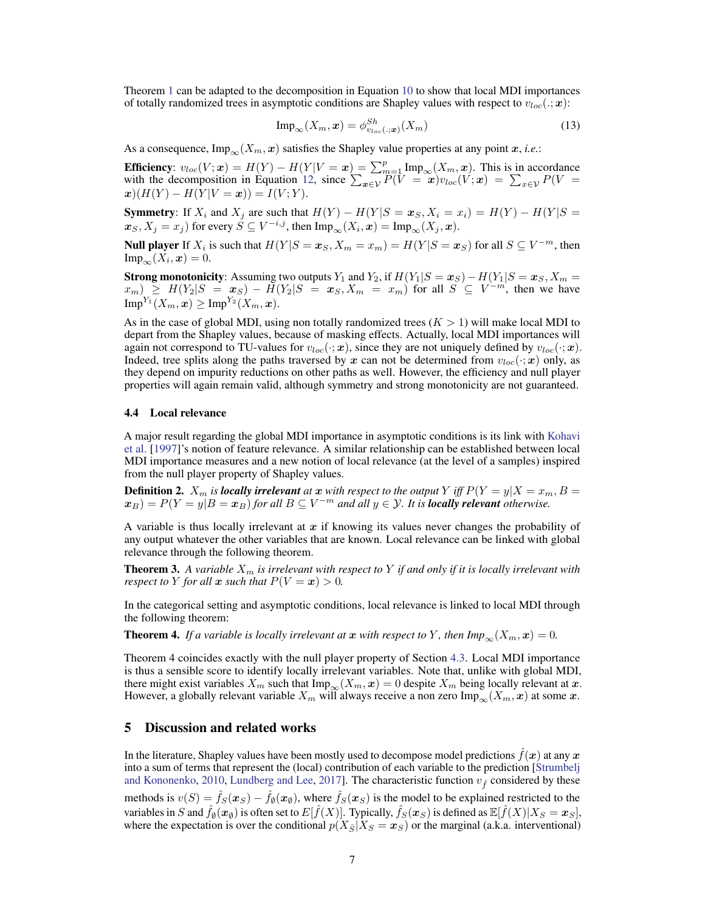Theorem 1 can be adapted to the decomposition in Equation 10 to show that local MDI importances of totally randomized trees in asymptotic conditions are Shapley values with respect to $v_{loc}(.;\boldsymbol{x})$:

$$\text{Imp}_{\infty}(X_m, \boldsymbol{x}) = \phi^{Sh}_{v_{loc}(.;\boldsymbol{x})}(X_m) \tag{13}$$

As a consequence, $\text{Imp}_{\infty}(X_m, \boldsymbol{x})$ satisfies the Shapley value properties at any point $\boldsymbol{x}$, *i.e.*:

**Efficiency**: $v_{loc}(V;\boldsymbol{x}) = H(Y) - H(Y|V = \boldsymbol{x}) = \sum_{m=1}^{p} \text{Imp}_{\infty}(X_m, \boldsymbol{x})$. This is in accordance with the decomposition in Equation 12, since $\sum_{\boldsymbol{x}\in\mathcal{V}} P(V = \boldsymbol{x}) v_{loc}(V;\boldsymbol{x}) = \sum_{x\in\mathcal{V}} P(V = \boldsymbol{x})(H(Y) - H(Y|V = \boldsymbol{x})) = I(V;Y)$.

**Symmetry**: If $X_i$ and $X_j$ are such that $H(Y) - H(Y|S = \boldsymbol{x}_S, X_i = x_i) = H(Y) - H(Y|S = \boldsymbol{x}_S, X_j = x_j)$ for every $S \subseteq V^{-i,j}$, then $\text{Imp}_{\infty}(X_i, \boldsymbol{x}) = \text{Imp}_{\infty}(X_j, \boldsymbol{x})$.

**Null player** If $X_i$ is such that $H(Y|S = \boldsymbol{x}_S, X_m = x_m) = H(Y|S = \boldsymbol{x}_S)$ for all $S \subseteq V^{-m}$, then $\text{Imp}_{\infty}(X_i, \boldsymbol{x}) = 0$.

**Strong monotonicity**: Assuming two outputs $Y_1$ and $Y_2$, if $H(Y_1|S = \boldsymbol{x}_S) - H(Y_1|S = \boldsymbol{x}_S, X_m = x_m) \geq H(Y_2|S = \boldsymbol{x}_S) - H(Y_2|S = \boldsymbol{x}_S, X_m = x_m)$ for all $S \subseteq V^{-m}$, then we have $\text{Imp}^{Y_1}(X_m, \boldsymbol{x}) \geq \text{Imp}^{Y_2}(X_m, \boldsymbol{x})$.

As in the case of global MDI, using non totally randomized trees ($K > 1$) will make local MDI to depart from the Shapley values, because of masking effects. Actually, local MDI importances will again not correspond to TU-values for $v_{loc}(\cdot;\boldsymbol{x})$, since they are not uniquely defined by $v_{loc}(\cdot;\boldsymbol{x})$. Indeed, tree splits along the paths traversed by $\boldsymbol{x}$ can not be determined from $v_{loc}(\cdot;\boldsymbol{x})$ only, as they depend on impurity reductions on other paths as well. However, the efficiency and null player properties will again remain valid, although symmetry and strong monotonicity are not guaranteed.

### 4.4 Local relevance

A major result regarding the global MDI importance in asymptotic conditions is its link with Kohavi et al. [1997]'s notion of feature relevance. A similar relationship can be established between local MDI importance measures and a new notion of local relevance (at the level of a samples) inspired from the null player property of Shapley values.

**Definition 2.** *$X_m$ is **locally irrelevant** at $\boldsymbol{x}$ with respect to the output $Y$ iff $P(Y = y|X = x_m, B = \boldsymbol{x}_B) = P(Y = y|B = \boldsymbol{x}_B)$ for all $B \subseteq V^{-m}$ and all $y \in \mathcal{Y}$. It is **locally relevant** otherwise.*

A variable is thus locally irrelevant at $\boldsymbol{x}$ if knowing its values never changes the probability of any output whatever the other variables that are known. Local relevance can be linked with global relevance through the following theorem.

**Theorem 3.** *A variable $X_m$ is irrelevant with respect to $Y$ if and only if it is locally irrelevant with respect to $Y$ for all $\boldsymbol{x}$ such that $P(V = \boldsymbol{x}) > 0$.*

In the categorical setting and asymptotic conditions, local relevance is linked to local MDI through the following theorem:

**Theorem 4.** *If a variable is locally irrelevant at $\boldsymbol{x}$ with respect to $Y$, then $\text{Imp}_{\infty}(X_m, \boldsymbol{x}) = 0$.*

Theorem 4 coincides exactly with the null player property of Section 4.3. Local MDI importance is thus a sensible score to identify locally irrelevant variables. Note that, unlike with global MDI, there might exist variables $X_m$ such that $\text{Imp}_{\infty}(X_m, \boldsymbol{x}) = 0$ despite $X_m$ being locally relevant at $\boldsymbol{x}$. However, a globally relevant variable $X_m$ will always receive a non zero $\text{Imp}_{\infty}(X_m, \boldsymbol{x})$ at some $\boldsymbol{x}$.

## 5 Discussion and related works

In the literature, Shapley values have been mostly used to decompose model predictions $\hat{f}(\boldsymbol{x})$ at any $\boldsymbol{x}$ into a sum of terms that represent the (local) contribution of each variable to the prediction [Strumbelj and Kononenko, 2010, Lundberg and Lee, 2017]. The characteristic function $v_{\hat{f}}$ considered by these methods is $v(S) = \hat{f}_S(\boldsymbol{x}_S) - \hat{f}_{\emptyset}(\boldsymbol{x}_{\emptyset})$, where $\hat{f}_S(\boldsymbol{x}_S)$ is the model to be explained restricted to the variables in $S$ and $\hat{f}_{\emptyset}(\boldsymbol{x}_{\emptyset})$ is often set to $E[\hat{f}(X)]$. Typically, $\hat{f}_S(\boldsymbol{x}_S)$ is defined as $\mathbb{E}[\hat{f}(X)|X_S = \boldsymbol{x}_S]$, where the expectation is over the conditional $p(X_{\bar{S}}|X_S = \boldsymbol{x}_S)$ or the marginal (a.k.a. interventional)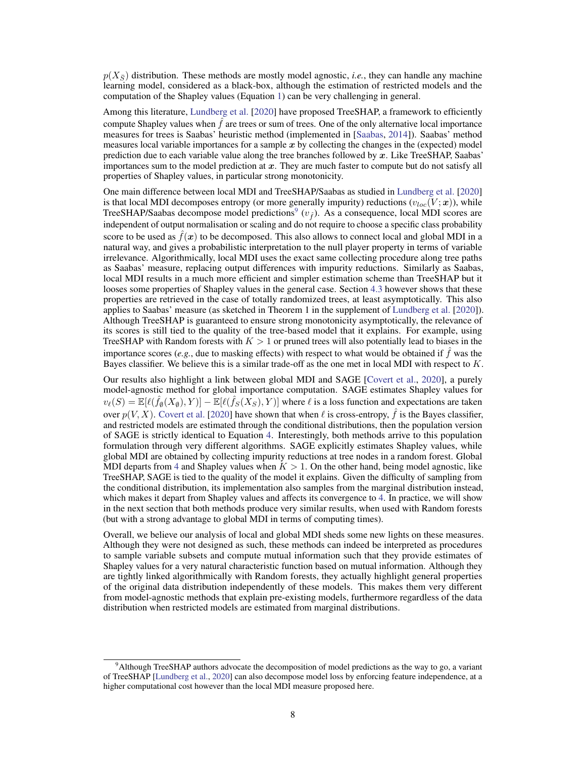$p(X_{\bar{S}})$ distribution. These methods are mostly model agnostic, *i.e.*, they can handle any machine learning model, considered as a black-box, although the estimation of restricted models and the computation of the Shapley values (Equation 1) can be very challenging in general.

Among this literature, Lundberg et al. [2020] have proposed TreeSHAP, a framework to efficiently compute Shapley values when $\hat{f}$ are trees or sum of trees. One of the only alternative local importance measures for trees is Saabas' heuristic method (implemented in [Saabas, 2014]). Saabas' method measures local variable importances for a sample $\boldsymbol{x}$ by collecting the changes in the (expected) model prediction due to each variable value along the tree branches followed by $\boldsymbol{x}$. Like TreeSHAP, Saabas' importances sum to the model prediction at $\boldsymbol{x}$. They are much faster to compute but do not satisfy all properties of Shapley values, in particular strong monotonicity.

One main difference between local MDI and TreeSHAP/Saabas as studied in Lundberg et al. [2020] is that local MDI decomposes entropy (or more generally impurity) reductions ($v_{loc}(V;\boldsymbol{x})$), while TreeSHAP/Saabas decompose model predictions[9] ($v_{\hat{f}}$). As a consequence, local MDI scores are independent of output normalisation or scaling and do not require to choose a specific class probability score to be used as $\hat{f}(\boldsymbol{x})$ to be decomposed. This also allows to connect local and global MDI in a natural way, and gives a probabilistic interpretation to the null player property in terms of variable irrelevance. Algorithmically, local MDI uses the exact same collecting procedure along tree paths as Saabas' measure, replacing output differences with impurity reductions. Similarly as Saabas, local MDI results in a much more efficient and simpler estimation scheme than TreeSHAP but it looses some properties of Shapley values in the general case. Section 4.3 however shows that these properties are retrieved in the case of totally randomized trees, at least asymptotically. This also applies to Saabas' measure (as sketched in Theorem 1 in the supplement of Lundberg et al. [2020]). Although TreeSHAP is guaranteed to ensure strong monotonicity asymptotically, the relevance of its scores is still tied to the quality of the tree-based model that it explains. For example, using TreeSHAP with Random forests with $K > 1$ or pruned trees will also potentially lead to biases in the importance scores (*e.g.*, due to masking effects) with respect to what would be obtained if $\hat{f}$ was the Bayes classifier. We believe this is a similar trade-off as the one met in local MDI with respect to $K$.

Our results also highlight a link between global MDI and SAGE [Covert et al., 2020], a purely model-agnostic method for global importance computation. SAGE estimates Shapley values for $v_\ell(S) = \mathbb{E}[\ell(\hat{f}_\emptyset(X_\emptyset), Y)] - \mathbb{E}[\ell(\hat{f}_S(X_S), Y)]$ where $\ell$ is a loss function and expectations are taken over $p(V, X)$. Covert et al. [2020] have shown that when $\ell$ is cross-entropy, $\hat{f}$ is the Bayes classifier, and restricted models are estimated through the conditional distributions, then the population version of SAGE is strictly identical to Equation 4. Interestingly, both methods arrive to this population formulation through very different algorithms. SAGE explicitly estimates Shapley values, while global MDI are obtained by collecting impurity reductions at tree nodes in a random forest. Global MDI departs from 4 and Shapley values when $K > 1$. On the other hand, being model agnostic, like TreeSHAP, SAGE is tied to the quality of the model it explains. Given the difficulty of sampling from the conditional distribution, its implementation also samples from the marginal distribution instead, which makes it depart from Shapley values and affects its convergence to 4. In practice, we will show in the next section that both methods produce very similar results, when used with Random forests (but with a strong advantage to global MDI in terms of computing times).

Overall, we believe our analysis of local and global MDI sheds some new lights on these measures. Although they were not designed as such, these methods can indeed be interpreted as procedures to sample variable subsets and compute mutual information such that they provide estimates of Shapley values for a very natural characteristic function based on mutual information. Although they are tightly linked algorithmically with Random forests, they actually highlight general properties of the original data distribution independently of these models. This makes them very different from model-agnostic methods that explain pre-existing models, furthermore regardless of the data distribution when restricted models are estimated from marginal distributions.

[9] Although TreeSHAP authors advocate the decomposition of model predictions as the way to go, a variant of TreeSHAP [Lundberg et al., 2020] can also decompose model loss by enforcing feature independence, at a higher computational cost however than the local MDI measure proposed here.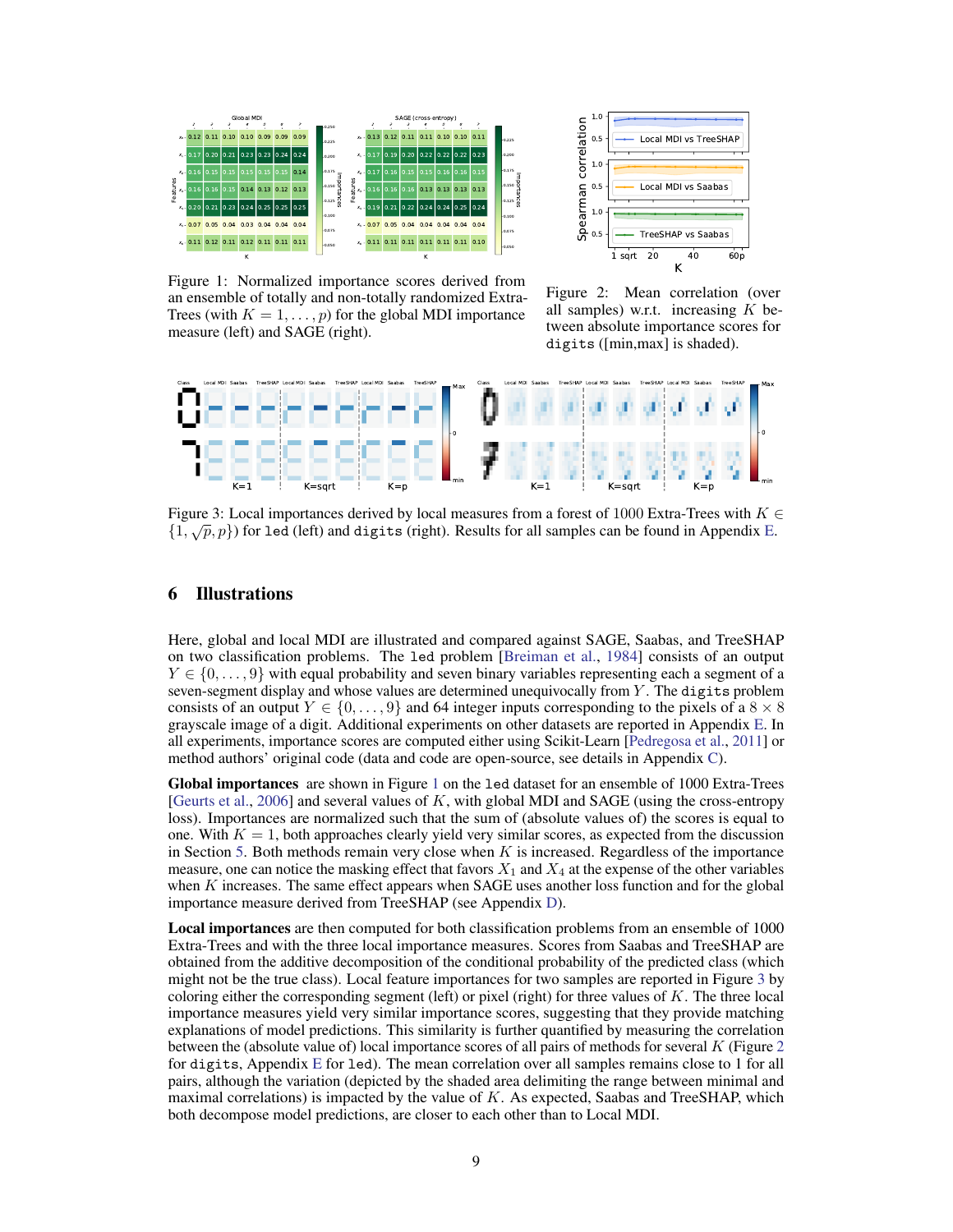Figure 1: Normalized importance scores derived from an ensemble of totally and non-totally randomized Extra-Trees (with $K = 1, \dots, p$) for the global MDI importance measure (left) and SAGE (right).

Figure 2: Mean correlation (over all samples) w.r.t. increasing $K$ between absolute importance scores for `digits` ([min,max] is shaded).

Figure 3: Local importances derived by local measures from a forest of 1000 Extra-Trees with $K \in \{1, \sqrt{p}, p\}$) for `led` (left) and `digits` (right). Results for all samples can be found in Appendix E.

## 6 Illustrations

Here, global and local MDI are illustrated and compared against SAGE, Saabas, and TreeSHAP on two classification problems. The `led` problem [Breiman et al., 1984] consists of an output $Y \in \{0, \dots, 9\}$ with equal probability and seven binary variables representing each a segment of a seven-segment display and whose values are determined unequivocally from $Y$. The `digits` problem consists of an output $Y \in \{0, \dots, 9\}$ and 64 integer inputs corresponding to the pixels of a $8 \times 8$ grayscale image of a digit. Additional experiments on other datasets are reported in Appendix E. In all experiments, importance scores are computed either using Scikit-Learn [Pedregosa et al., 2011] or method authors' original code (data and code are open-source, see details in Appendix C).

**Global importances** are shown in Figure 1 on the `led` dataset for an ensemble of 1000 Extra-Trees [Geurts et al., 2006] and several values of $K$, with global MDI and SAGE (using the cross-entropy loss). Importances are normalized such that the sum of (absolute values of) the scores is equal to one. With $K = 1$, both approaches clearly yield very similar scores, as expected from the discussion in Section 5. Both methods remain very close when $K$ is increased. Regardless of the importance measure, one can notice the masking effect that favors $X_1$ and $X_4$ at the expense of the other variables when $K$ increases. The same effect appears when SAGE uses another loss function and for the global importance measure derived from TreeSHAP (see Appendix D).

**Local importances** are then computed for both classification problems from an ensemble of 1000 Extra-Trees and with the three local importance measures. Scores from Saabas and TreeSHAP are obtained from the additive decomposition of the conditional probability of the predicted class (which might not be the true class). Local feature importances for two samples are reported in Figure 3 by coloring either the corresponding segment (left) or pixel (right) for three values of $K$. The three local importance measures yield very similar importance scores, suggesting that they provide matching explanations of model predictions. This similarity is further quantified by measuring the correlation between the (absolute value of) local importance scores of all pairs of methods for several $K$ (Figure 2 for `digits`, Appendix E for `led`). The mean correlation over all samples remains close to 1 for all pairs, although the variation (depicted by the shaded area delimiting the range between minimal and maximal correlations) is impacted by the value of $K$. As expected, Saabas and TreeSHAP, which both decompose model predictions, are closer to each other than to Local MDI.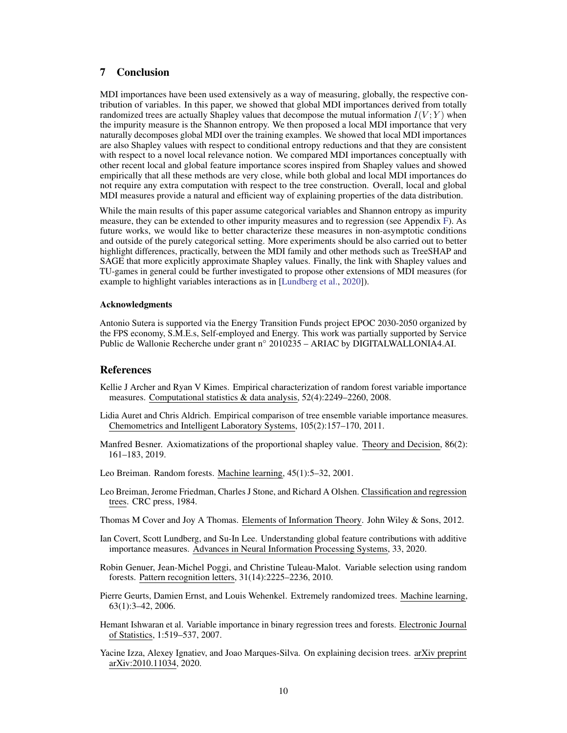## 7 Conclusion

MDI importances have been used extensively as a way of measuring, globally, the respective contribution of variables. In this paper, we showed that global MDI importances derived from totally randomized trees are actually Shapley values that decompose the mutual information $I(V;Y)$ when the impurity measure is the Shannon entropy. We then proposed a local MDI importance that very naturally decomposes global MDI over the training examples. We showed that local MDI importances are also Shapley values with respect to conditional entropy reductions and that they are consistent with respect to a novel local relevance notion. We compared MDI importances conceptually with other recent local and global feature importance scores inspired from Shapley values and showed empirically that all these methods are very close, while both global and local MDI importances do not require any extra computation with respect to the tree construction. Overall, local and global MDI measures provide a natural and efficient way of explaining properties of the data distribution.

While the main results of this paper assume categorical variables and Shannon entropy as impurity measure, they can be extended to other impurity measures and to regression (see Appendix F). As future works, we would like to better characterize these measures in non-asymptotic conditions and outside of the purely categorical setting. More experiments should be also carried out to better highlight differences, practically, between the MDI family and other methods such as TreeSHAP and SAGE that more explicitly approximate Shapley values. Finally, the link with Shapley values and TU-games in general could be further investigated to propose other extensions of MDI measures (for example to highlight variables interactions as in [Lundberg et al., 2020]).

#### Acknowledgments

Antonio Sutera is supported via the Energy Transition Funds project EPOC 2030-2050 organized by the FPS economy, S.M.E.s, Self-employed and Energy. This work was partially supported by Service Public de Wallonie Recherche under grant n° 2010235 – ARIAC by DIGITALWALLONIA4.AI.

## References

Kellie J Archer and Ryan V Kimes. Empirical characterization of random forest variable importance measures. Computational statistics & data analysis, 52(4):2249–2260, 2008.

Lidia Auret and Chris Aldrich. Empirical comparison of tree ensemble variable importance measures. Chemometrics and Intelligent Laboratory Systems, 105(2):157–170, 2011.

Manfred Besner. Axiomatizations of the proportional shapley value. Theory and Decision, 86(2): 161–183, 2019.

Leo Breiman. Random forests. Machine learning, 45(1):5–32, 2001.

Leo Breiman, Jerome Friedman, Charles J Stone, and Richard A Olshen. Classification and regression trees. CRC press, 1984.

Thomas M Cover and Joy A Thomas. Elements of Information Theory. John Wiley & Sons, 2012.

Ian Covert, Scott Lundberg, and Su-In Lee. Understanding global feature contributions with additive importance measures. Advances in Neural Information Processing Systems, 33, 2020.

Robin Genuer, Jean-Michel Poggi, and Christine Tuleau-Malot. Variable selection using random forests. Pattern recognition letters, 31(14):2225–2236, 2010.

Pierre Geurts, Damien Ernst, and Louis Wehenkel. Extremely randomized trees. Machine learning, 63(1):3–42, 2006.

Hemant Ishwaran et al. Variable importance in binary regression trees and forests. Electronic Journal of Statistics, 1:519–537, 2007.

Yacine Izza, Alexey Ignatiev, and Joao Marques-Silva. On explaining decision trees. arXiv preprint arXiv:2010.11034, 2020.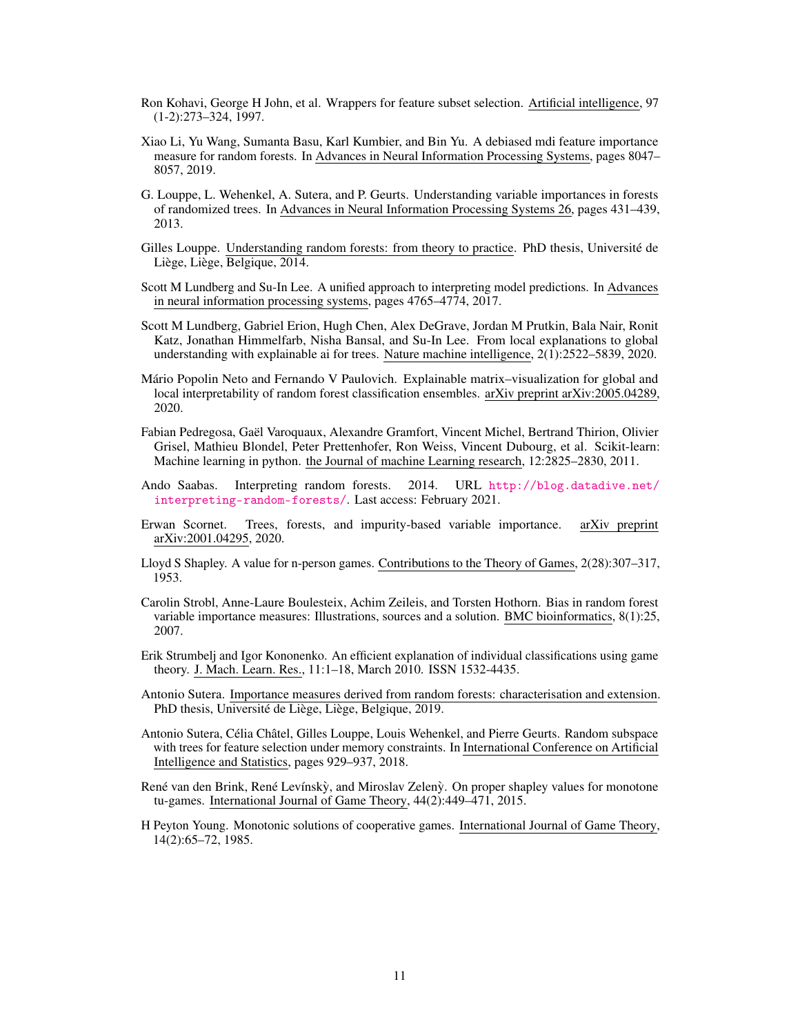Ron Kohavi, George H John, et al. Wrappers for feature subset selection. Artificial intelligence, 97 (1-2):273–324, 1997.

Xiao Li, Yu Wang, Sumanta Basu, Karl Kumbier, and Bin Yu. A debiased mdi feature importance measure for random forests. In Advances in Neural Information Processing Systems, pages 8047–8057, 2019.

G. Louppe, L. Wehenkel, A. Sutera, and P. Geurts. Understanding variable importances in forests of randomized trees. In Advances in Neural Information Processing Systems 26, pages 431–439, 2013.

Gilles Louppe. Understanding random forests: from theory to practice. PhD thesis, Université de Liège, Liège, Belgique, 2014.

Scott M Lundberg and Su-In Lee. A unified approach to interpreting model predictions. In Advances in neural information processing systems, pages 4765–4774, 2017.

Scott M Lundberg, Gabriel Erion, Hugh Chen, Alex DeGrave, Jordan M Prutkin, Bala Nair, Ronit Katz, Jonathan Himmelfarb, Nisha Bansal, and Su-In Lee. From local explanations to global understanding with explainable ai for trees. Nature machine intelligence, 2(1):2522–5839, 2020.

Mário Popolin Neto and Fernando V Paulovich. Explainable matrix–visualization for global and local interpretability of random forest classification ensembles. arXiv preprint arXiv:2005.04289, 2020.

Fabian Pedregosa, Gaël Varoquaux, Alexandre Gramfort, Vincent Michel, Bertrand Thirion, Olivier Grisel, Mathieu Blondel, Peter Prettenhofer, Ron Weiss, Vincent Dubourg, et al. Scikit-learn: Machine learning in python. the Journal of machine Learning research, 12:2825–2830, 2011.

Ando Saabas. Interpreting random forests. 2014. URL http://blog.datadive.net/interpreting-random-forests/. Last access: February 2021.

Erwan Scornet. Trees, forests, and impurity-based variable importance. arXiv preprint arXiv:2001.04295, 2020.

Lloyd S Shapley. A value for n-person games. Contributions to the Theory of Games, 2(28):307–317, 1953.

Carolin Strobl, Anne-Laure Boulesteix, Achim Zeileis, and Torsten Hothorn. Bias in random forest variable importance measures: Illustrations, sources and a solution. BMC bioinformatics, 8(1):25, 2007.

Erik Strumbelj and Igor Kononenko. An efficient explanation of individual classifications using game theory. J. Mach. Learn. Res., 11:1–18, March 2010. ISSN 1532-4435.

Antonio Sutera. Importance measures derived from random forests: characterisation and extension. PhD thesis, Université de Liège, Liège, Belgique, 2019.

Antonio Sutera, Célia Châtel, Gilles Louppe, Louis Wehenkel, and Pierre Geurts. Random subspace with trees for feature selection under memory constraints. In International Conference on Artificial Intelligence and Statistics, pages 929–937, 2018.

René van den Brink, René Levínskỳ, and Miroslav Zelenỳ. On proper shapley values for monotone tu-games. International Journal of Game Theory, 44(2):449–471, 2015.

H Peyton Young. Monotonic solutions of cooperative games. International Journal of Game Theory, 14(2):65–72, 1985.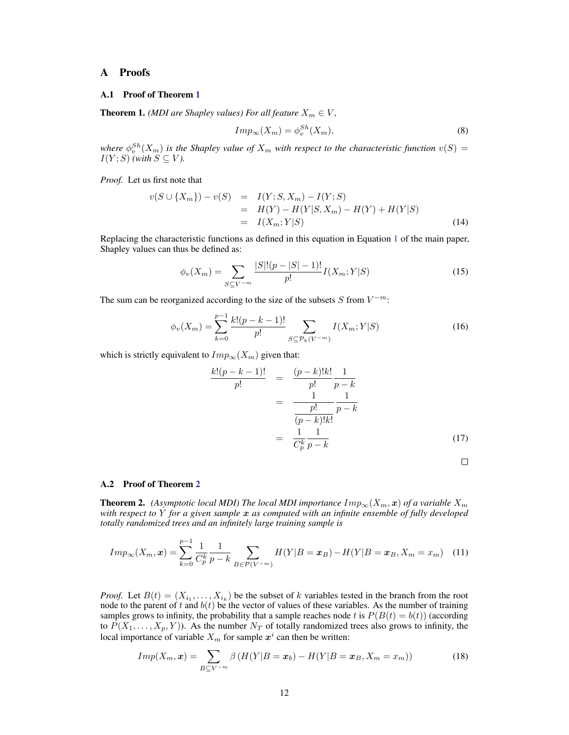# A Proofs

## A.1 Proof of Theorem 1

**Theorem 1.** *(MDI are Shapley values) For all feature $X_m \in V$,*

$$Imp_\infty(X_m) = \phi_v^{Sh}(X_m), \tag{8}$$

*where $\phi_v^{Sh}(X_m)$ is the Shapley value of $X_m$ with respect to the characteristic function $v(S) = I(Y;S)$ (with $S \subseteq V$).*

*Proof.* Let us first note that

$$\begin{aligned} v(S \cup \{X_m\}) - v(S) &= I(Y; S, X_m) - I(Y;S) \\ &= H(Y) - H(Y|S, X_m) - H(Y) + H(Y|S) \\ &= I(X_m; Y|S) \end{aligned} \tag{14}$$

Replacing the characteristic functions as defined in this equation in Equation 1 of the main paper, Shapley values can thus be defined as:

$$\phi_v(X_m) = \sum_{S \subseteq V^{-m}} \frac{|S|!(p-|S|-1)!}{p!} I(X_m; Y|S) \tag{15}$$

The sum can be reorganized according to the size of the subsets $S$ from $V^{-m}$:

$$\phi_v(X_m) = \sum_{k=0}^{p-1} \frac{k!(p-k-1)!}{p!} \sum_{S \subseteq \mathcal{P}_k(V^{-m})} I(X_m; Y|S) \tag{16}$$

which is strictly equivalent to $Imp_\infty(X_m)$ given that:

$$\begin{aligned} \frac{k!(p-k-1)!}{p!} &= \frac{(p-k)!k!}{p!} \frac{1}{p-k} \\ &= \frac{1}{\frac{p!}{(p-k)!k!}} \frac{1}{p-k} \\ &= \frac{1}{C_p^k} \frac{1}{p-k} \end{aligned} \tag{17}$$

□

## A.2 Proof of Theorem 2

**Theorem 2.** *(Asymptotic local MDI) The local MDI importance $Imp_\infty(X_m, \boldsymbol{x})$ of a variable $X_m$ with respect to $Y$ for a given sample $\boldsymbol{x}$ as computed with an infinite ensemble of fully developed totally randomized trees and an infinitely large training sample is*

$$Imp_\infty(X_m, \boldsymbol{x}) = \sum_{k=0}^{p-1} \frac{1}{C_p^k} \frac{1}{p-k} \sum_{B \in \mathcal{P}(V^{-m})} H(Y|B = \boldsymbol{x}_B) - H(Y|B = \boldsymbol{x}_B, X_m = x_m) \tag{11}$$

*Proof.* Let $B(t) = (X_{i_1}, \ldots, X_{i_k})$ be the subset of $k$ variables tested in the branch from the root node to the parent of $t$ and $b(t)$ be the vector of values of these variables. As the number of training samples grows to infinity, the probability that a sample reaches node $t$ is $P(B(t) = b(t))$ (according to $P(X_1, \ldots, X_p, Y)$). As the number $N_T$ of totally randomized trees also grows to infinity, the local importance of variable $X_m$ for sample $\boldsymbol{x}^i$ can then be written:

$$Imp(X_m, \boldsymbol{x}) = \sum_{B \subseteq V^{-m}} \beta \left( H(Y|B = \boldsymbol{x}_b) - H(Y|B = \boldsymbol{x}_B, X_m = x_m) \right) \tag{18}$$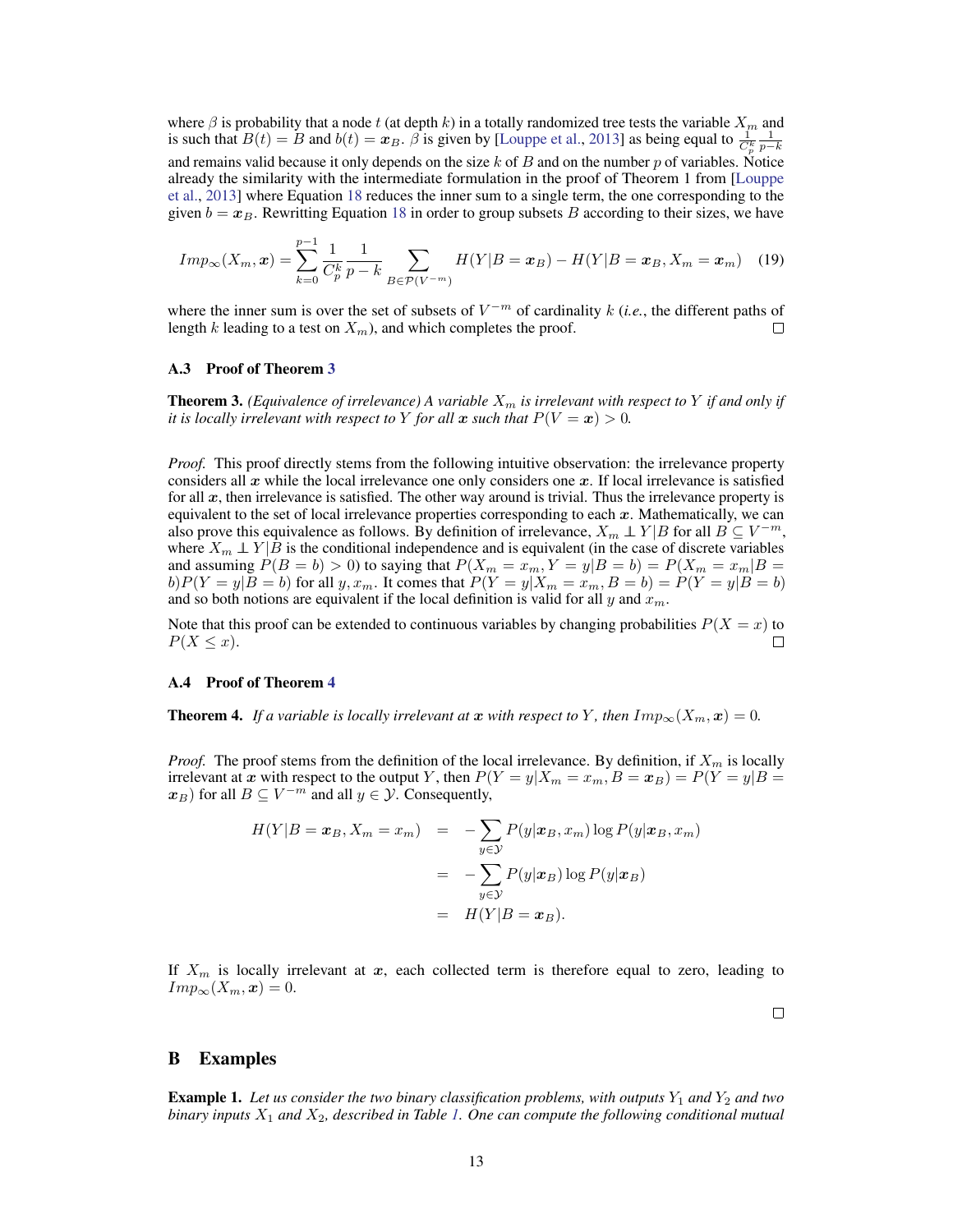where $\beta$ is probability that a node $t$ (at depth $k$) in a totally randomized tree tests the variable $X_m$ and is such that $B(t) = B$ and $b(t) = \boldsymbol{x}_B$. $\beta$ is given by [Louppe et al., 2013] as being equal to $\frac{1}{C_p^k}\frac{1}{p-k}$ and remains valid because it only depends on the size $k$ of $B$ and on the number $p$ of variables. Notice already the similarity with the intermediate formulation in the proof of Theorem 1 from [Louppe et al., 2013] where Equation 18 reduces the inner sum to a single term, the one corresponding to the given $b = \boldsymbol{x}_B$. Rewritting Equation 18 in order to group subsets $B$ according to their sizes, we have

$$Imp_\infty(X_m, \boldsymbol{x}) = \sum_{k=0}^{p-1} \frac{1}{C_p^k} \frac{1}{p-k} \sum_{B \in \mathcal{P}(V^{-m})} H(Y|B = \boldsymbol{x}_B) - H(Y|B = \boldsymbol{x}_B, X_m = \boldsymbol{x}_m) \quad (19)$$

where the inner sum is over the set of subsets of $V^{-m}$ of cardinality $k$ (*i.e.*, the different paths of length $k$ leading to a test on $X_m$), and which completes the proof. □

### A.3 Proof of Theorem 3

**Theorem 3.** *(Equivalence of irrelevance) A variable $X_m$ is irrelevant with respect to $Y$ if and only if it is locally irrelevant with respect to $Y$ for all $\boldsymbol{x}$ such that $P(V = \boldsymbol{x}) > 0$.*

*Proof.* This proof directly stems from the following intuitive observation: the irrelevance property considers all $\boldsymbol{x}$ while the local irrelevance one only considers one $\boldsymbol{x}$. If local irrelevance is satisfied for all $\boldsymbol{x}$, then irrelevance is satisfied. The other way around is trivial. Thus the irrelevance property is equivalent to the set of local irrelevance properties corresponding to each $\boldsymbol{x}$. Mathematically, we can also prove this equivalence as follows. By definition of irrelevance, $X_m \perp Y|B$ for all $B \subseteq V^{-m}$, where $X_m \perp Y|B$ is the conditional independence and is equivalent (in the case of discrete variables and assuming $P(B = b) > 0$) to saying that $P(X_m = x_m, Y = y|B = b) = P(X_m = x_m|B = b)P(Y = y|B = b)$ for all $y, x_m$. It comes that $P(Y = y|X_m = x_m, B = b) = P(Y = y|B = b)$ and so both notions are equivalent if the local definition is valid for all $y$ and $x_m$.

Note that this proof can be extended to continuous variables by changing probabilities $P(X = x)$ to $P(X \leq x)$. □

### A.4 Proof of Theorem 4

**Theorem 4.** *If a variable is locally irrelevant at $\boldsymbol{x}$ with respect to $Y$, then $Imp_\infty(X_m, \boldsymbol{x}) = 0$.*

*Proof.* The proof stems from the definition of the local irrelevance. By definition, if $X_m$ is locally irrelevant at $\boldsymbol{x}$ with respect to the output $Y$, then $P(Y = y|X_m = x_m, B = \boldsymbol{x}_B) = P(Y = y|B = \boldsymbol{x}_B)$ for all $B \subseteq V^{-m}$ and all $y \in \mathcal{Y}$. Consequently,

$$\begin{aligned}
H(Y|B = \boldsymbol{x}_B, X_m = x_m) &= -\sum_{y \in \mathcal{Y}} P(y|\boldsymbol{x}_B, x_m) \log P(y|\boldsymbol{x}_B, x_m) \\
&= -\sum_{y \in \mathcal{Y}} P(y|\boldsymbol{x}_B) \log P(y|\boldsymbol{x}_B) \\
&= H(Y|B = \boldsymbol{x}_B).
\end{aligned}$$

If $X_m$ is locally irrelevant at $\boldsymbol{x}$, each collected term is therefore equal to zero, leading to $Imp_\infty(X_m, \boldsymbol{x}) = 0$.

□

## B Examples

**Example 1.** *Let us consider the two binary classification problems, with outputs $Y_1$ and $Y_2$ and two binary inputs $X_1$ and $X_2$, described in Table 1. One can compute the following conditional mutual*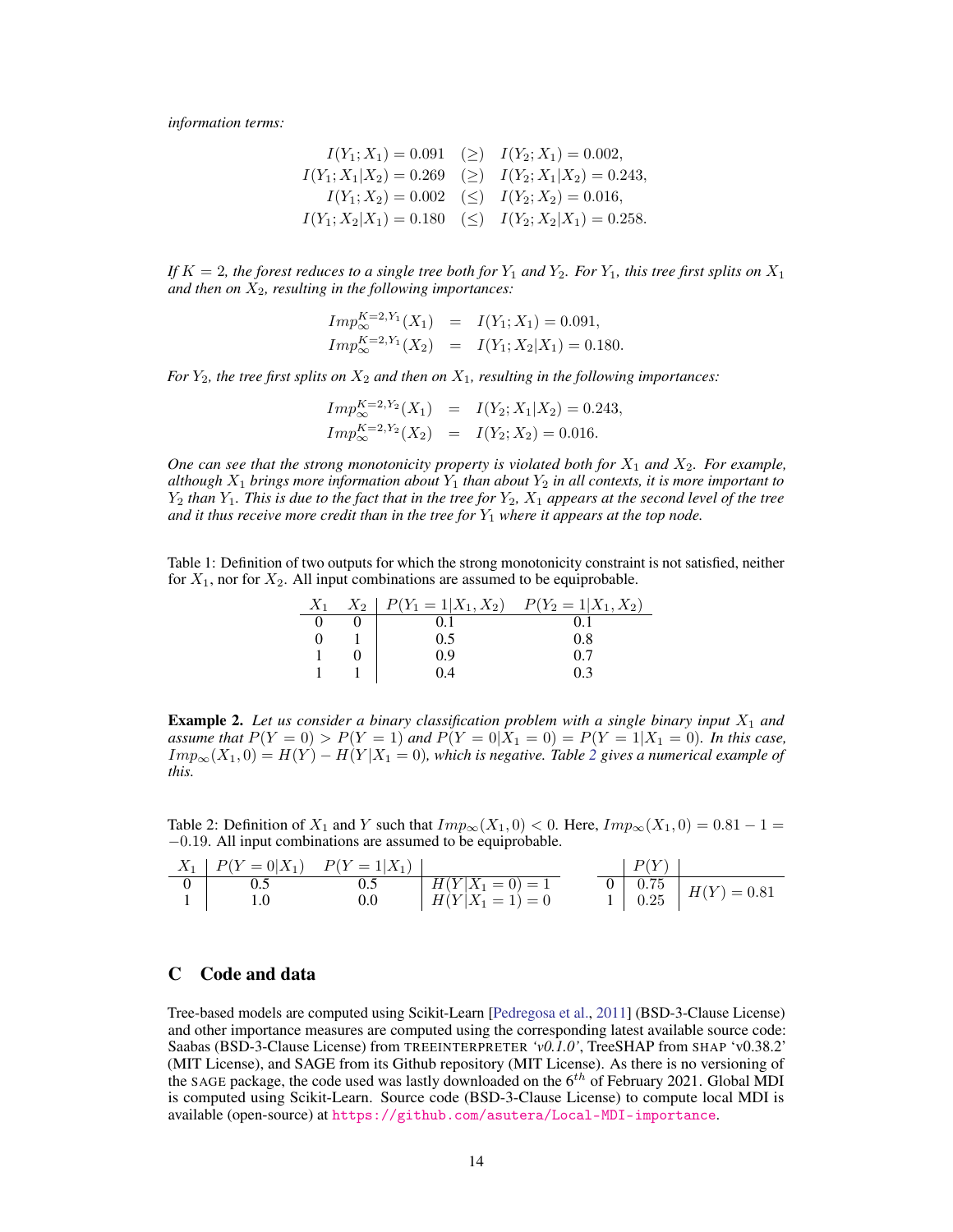*information terms:*

$$
\begin{aligned}
I(Y_1; X_1) = 0.091 \quad (\geq) \quad & I(Y_2; X_1) = 0.002, \\
I(Y_1; X_1|X_2) = 0.269 \quad (\geq) \quad & I(Y_2; X_1|X_2) = 0.243, \\
I(Y_1; X_2) = 0.002 \quad (\leq) \quad & I(Y_2; X_2) = 0.016, \\
I(Y_1; X_2|X_1) = 0.180 \quad (\leq) \quad & I(Y_2; X_2|X_1) = 0.258.
\end{aligned}
$$

*If $K = 2$, the forest reduces to a single tree both for $Y_1$ and $Y_2$. For $Y_1$, this tree first splits on $X_1$ and then on $X_2$, resulting in the following importances:*

$$
\begin{aligned}
Imp_{\infty}^{K=2,Y_1}(X_1) &= I(Y_1; X_1) = 0.091, \\
Imp_{\infty}^{K=2,Y_1}(X_2) &= I(Y_1; X_2|X_1) = 0.180.
\end{aligned}
$$

*For $Y_2$, the tree first splits on $X_2$ and then on $X_1$, resulting in the following importances:*

$$
\begin{aligned}
Imp_{\infty}^{K=2,Y_2}(X_1) &= I(Y_2; X_1|X_2) = 0.243, \\
Imp_{\infty}^{K=2,Y_2}(X_2) &= I(Y_2; X_2) = 0.016.
\end{aligned}
$$

*One can see that the strong monotonicity property is violated both for $X_1$ and $X_2$. For example, although $X_1$ brings more information about $Y_1$ than about $Y_2$ in all contexts, it is more important to $Y_2$ than $Y_1$. This is due to the fact that in the tree for $Y_2$, $X_1$ appears at the second level of the tree and it thus receive more credit than in the tree for $Y_1$ where it appears at the top node.*

Table 1: Definition of two outputs for which the strong monotonicity constraint is not satisfied, neither for $X_1$, nor for $X_2$. All input combinations are assumed to be equiprobable.

| $X_1$ | $X_2$ | $P(Y_1 = 1\|X_1, X_2)$ | $P(Y_2 = 1\|X_1, X_2)$ |
|---|---|---|---|
| 0 | 0 | 0.1 | 0.1 |
| 0 | 1 | 0.5 | 0.8 |
| 1 | 0 | 0.9 | 0.7 |
| 1 | 1 | 0.4 | 0.3 |

**Example 2.** *Let us consider a binary classification problem with a single binary input $X_1$ and assume that $P(Y = 0) > P(Y = 1)$ and $P(Y = 0|X_1 = 0) = P(Y = 1|X_1 = 0)$. In this case, $Imp_{\infty}(X_1, 0) = H(Y) - H(Y|X_1 = 0)$, which is negative. Table 2 gives a numerical example of this.*

Table 2: Definition of $X_1$ and $Y$ such that $Imp_{\infty}(X_1, 0) < 0$. Here, $Imp_{\infty}(X_1, 0) = 0.81 - 1 = -0.19$. All input combinations are assumed to be equiprobable.

| $X_1$ | $P(Y = 0\|X_1)$ | $P(Y = 1\|X_1)$ | |
|---|---|---|---|
| 0 | 0.5 | 0.5 | $H(Y\|X_1 = 0) = 1$ |
| 1 | 1.0 | 0.0 | $H(Y\|X_1 = 1) = 0$ |

| | $P(Y)$ | |
|---|---|---|
| 0 | 0.75 | $H(Y) = 0.81$ |
| 1 | 0.25 | |

## C Code and data

Tree-based models are computed using Scikit-Learn [Pedregosa et al., 2011] (BSD-3-Clause License) and other importance measures are computed using the corresponding latest available source code: Saabas (BSD-3-Clause License) from TREEINTERPRETER *'v0.1.0'*, TreeSHAP from SHAP 'v0.38.2' (MIT License), and SAGE from its Github repository (MIT License). As there is no versioning of the SAGE package, the code used was lastly downloaded on the $6^{th}$ of February 2021. Global MDI is computed using Scikit-Learn. Source code (BSD-3-Clause License) to compute local MDI is available (open-source) at https://github.com/asutera/Local-MDI-importance.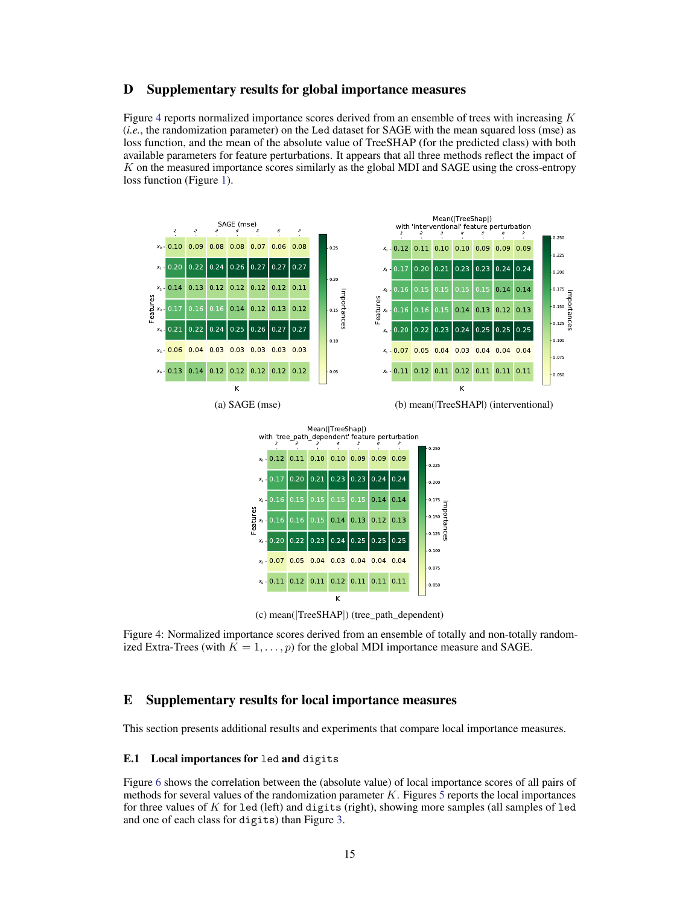# D Supplementary results for global importance measures

Figure 4 reports normalized importance scores derived from an ensemble of trees with increasing $K$ (*i.e.*, the randomization parameter) on the Led dataset for SAGE with the mean squared loss (mse) as loss function, and the mean of the absolute value of TreeSHAP (for the predicted class) with both available parameters for feature perturbations. It appears that all three methods reflect the impact of $K$ on the measured importance scores similarly as the global MDI and SAGE using the cross-entropy loss function (Figure 1).

SAGE (mse)

| Features | K=1 | K=2 | K=3 | K=4 | K=5 | K=6 | K=7 |
|---|---|---|---|---|---|---|---|
| $x_0$ | 0.10 | 0.09 | 0.08 | 0.08 | 0.07 | 0.06 | 0.08 |
| $x_1$ | 0.20 | 0.22 | 0.24 | 0.26 | 0.27 | 0.27 | 0.27 |
| $x_2$ | 0.14 | 0.13 | 0.12 | 0.12 | 0.12 | 0.12 | 0.11 |
| $x_3$ | 0.17 | 0.16 | 0.16 | 0.14 | 0.12 | 0.13 | 0.12 |
| $x_4$ | 0.21 | 0.22 | 0.24 | 0.25 | 0.26 | 0.27 | 0.27 |
| $x_5$ | 0.06 | 0.04 | 0.03 | 0.03 | 0.03 | 0.03 | 0.03 |
| $x_6$ | 0.13 | 0.14 | 0.12 | 0.12 | 0.12 | 0.12 | 0.12 |

(a) SAGE (mse)

Mean(|TreeShap|) with 'interventional' feature perturbation

| Features | K=1 | K=2 | K=3 | K=4 | K=5 | K=6 | K=7 |
|---|---|---|---|---|---|---|---|
| $x_0$ | 0.12 | 0.11 | 0.10 | 0.10 | 0.09 | 0.09 | 0.09 |
| $x_1$ | 0.17 | 0.20 | 0.21 | 0.23 | 0.23 | 0.24 | 0.24 |
| $x_2$ | 0.16 | 0.15 | 0.15 | 0.15 | 0.15 | 0.14 | 0.14 |
| $x_3$ | 0.16 | 0.16 | 0.15 | 0.14 | 0.13 | 0.12 | 0.13 |
| $x_4$ | 0.20 | 0.22 | 0.23 | 0.24 | 0.25 | 0.25 | 0.25 |
| $x_5$ | 0.07 | 0.05 | 0.04 | 0.03 | 0.04 | 0.04 | 0.04 |
| $x_6$ | 0.11 | 0.12 | 0.11 | 0.12 | 0.11 | 0.11 | 0.11 |

(b) mean(|TreeSHAP|) (interventional)

Mean(|TreeShap|) with 'tree_path_dependent' feature perturbation

| Features | K=1 | K=2 | K=3 | K=4 | K=5 | K=6 | K=7 |
|---|---|---|---|---|---|---|---|
| $x_0$ | 0.12 | 0.11 | 0.10 | 0.10 | 0.09 | 0.09 | 0.09 |
| $x_1$ | 0.17 | 0.20 | 0.21 | 0.23 | 0.23 | 0.24 | 0.24 |
| $x_2$ | 0.16 | 0.15 | 0.15 | 0.15 | 0.15 | 0.14 | 0.14 |
| $x_3$ | 0.16 | 0.16 | 0.15 | 0.14 | 0.13 | 0.12 | 0.13 |
| $x_4$ | 0.20 | 0.22 | 0.23 | 0.24 | 0.25 | 0.25 | 0.25 |
| $x_5$ | 0.07 | 0.05 | 0.04 | 0.03 | 0.04 | 0.04 | 0.04 |
| $x_6$ | 0.11 | 0.12 | 0.11 | 0.12 | 0.11 | 0.11 | 0.11 |

(c) mean(|TreeSHAP|) (tree_path_dependent)

Figure 4: Normalized importance scores derived from an ensemble of totally and non-totally randomized Extra-Trees (with $K = 1, \ldots, p$) for the global MDI importance measure and SAGE.

# E Supplementary results for local importance measures

This section presents additional results and experiments that compare local importance measures.

## E.1 Local importances for `led` and `digits`

Figure 6 shows the correlation between the (absolute value) of local importance scores of all pairs of methods for several values of the randomization parameter $K$. Figures 5 reports the local importances for three values of $K$ for `led` (left) and `digits` (right), showing more samples (all samples of `led` and one of each class for `digits`) than Figure 3.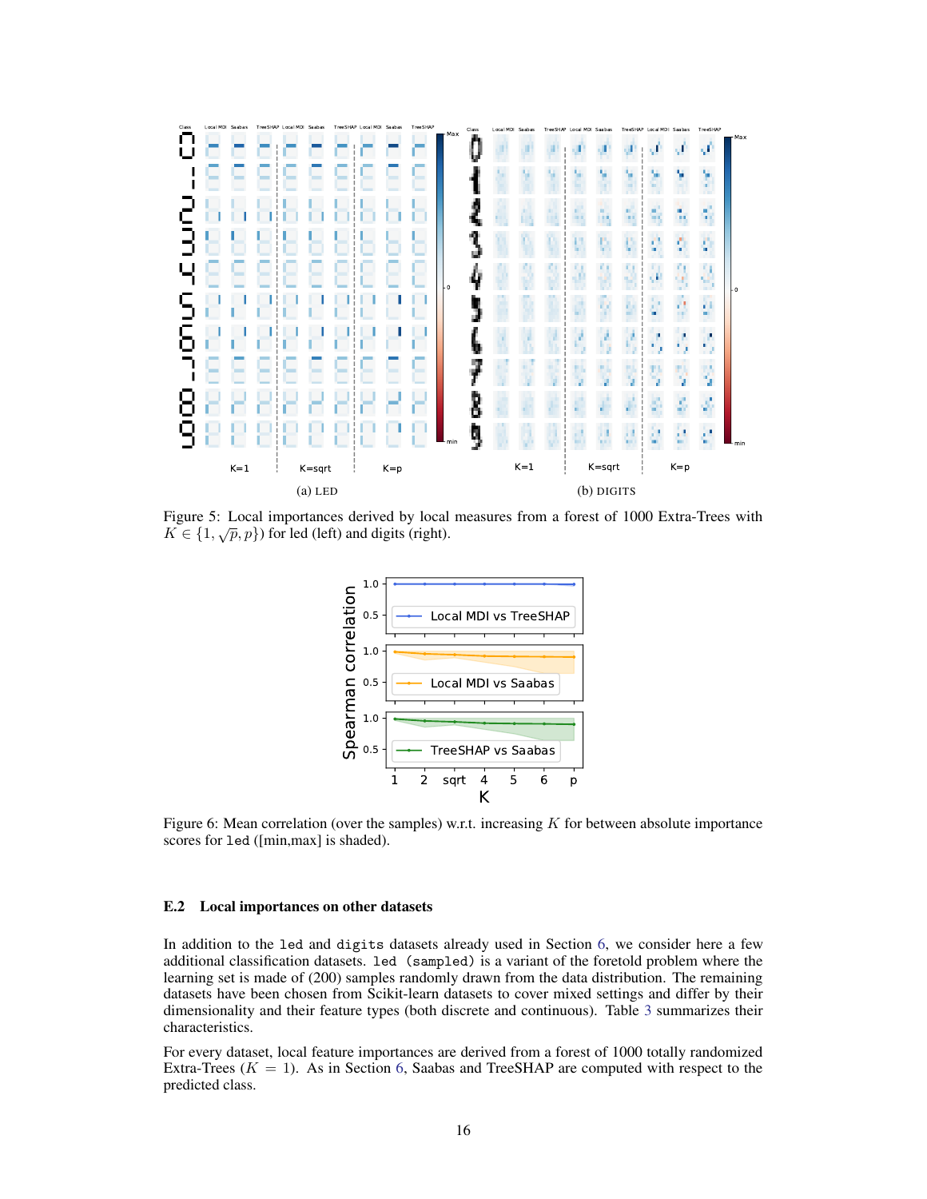(a) LED

(b) DIGITS

Figure 5: Local importances derived by local measures from a forest of 1000 Extra-Trees with $K \in \{1, \sqrt{p}, p\}$) for led (left) and digits (right).

Figure 6: Mean correlation (over the samples) w.r.t. increasing $K$ for between absolute importance scores for `led` ([min,max] is shaded).

### E.2 Local importances on other datasets

In addition to the `led` and `digits` datasets already used in Section 6, we consider here a few additional classification datasets. `led (sampled)` is a variant of the foretold problem where the learning set is made of (200) samples randomly drawn from the data distribution. The remaining datasets have been chosen from Scikit-learn datasets to cover mixed settings and differ by their dimensionality and their feature types (both discrete and continuous). Table 3 summarizes their characteristics.

For every dataset, local feature importances are derived from a forest of 1000 totally randomized Extra-Trees ($K = 1$). As in Section 6, Saabas and TreeSHAP are computed with respect to the predicted class.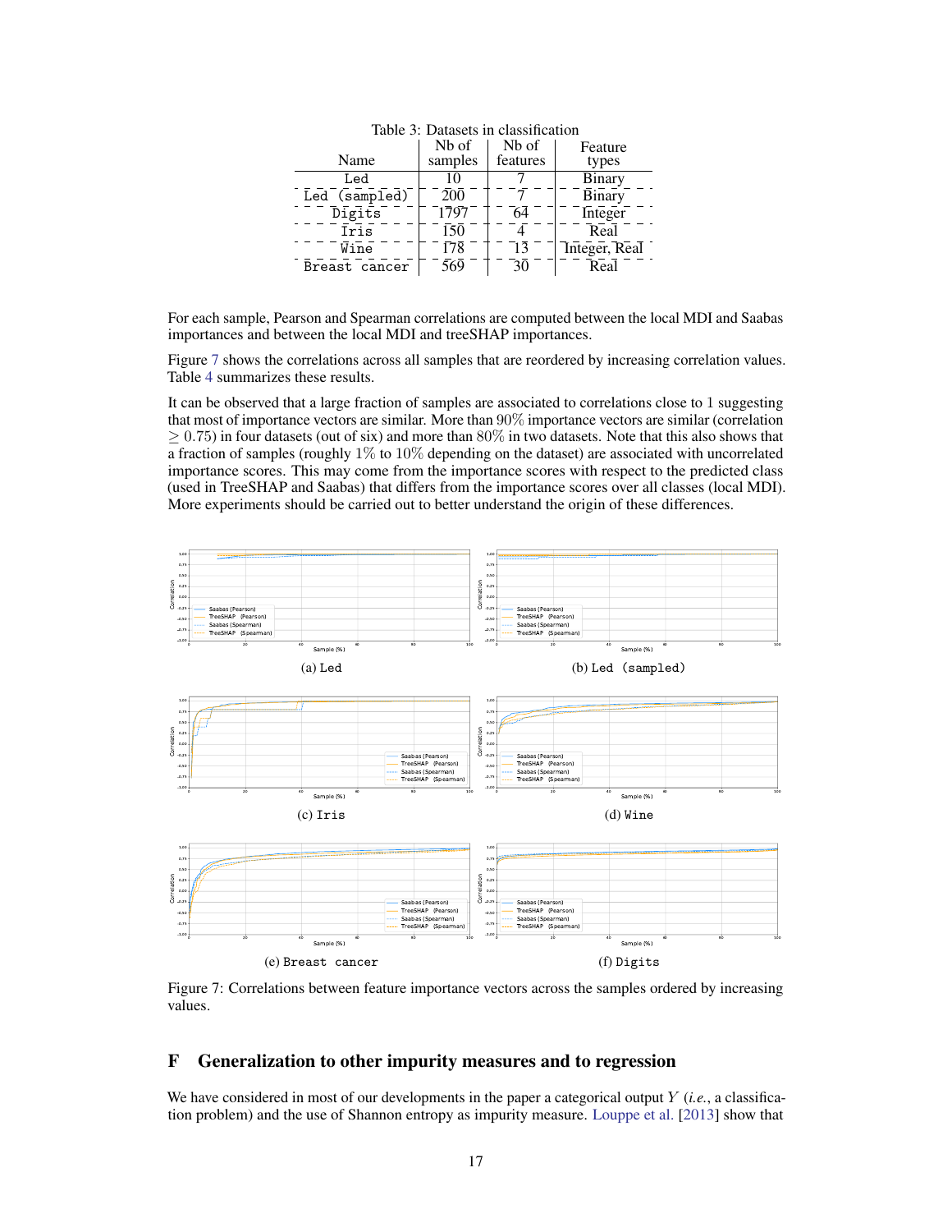Table 3: Datasets in classification

| Name | Nb of samples | Nb of features | Feature types |
|---|---|---|---|
| Led | 10 | 7 | Binary |
| Led (sampled) | 200 | 7 | Binary |
| Digits | 1797 | 64 | Integer |
| Iris | 150 | 4 | Real |
| Wine | 178 | 13 | Integer, Real |
| Breast cancer | 569 | 30 | Real |

For each sample, Pearson and Spearman correlations are computed between the local MDI and Saabas importances and between the local MDI and treeSHAP importances.

Figure 7 shows the correlations across all samples that are reordered by increasing correlation values. Table 4 summarizes these results.

It can be observed that a large fraction of samples are associated to correlations close to 1 suggesting that most of importance vectors are similar. More than 90% importance vectors are similar (correlation $\geq 0.75$) in four datasets (out of six) and more than 80% in two datasets. Note that this also shows that a fraction of samples (roughly 1% to 10% depending on the dataset) are associated with uncorrelated importance scores. This may come from the importance scores with respect to the predicted class (used in TreeSHAP and Saabas) that differs from the importance scores over all classes (local MDI). More experiments should be carried out to better understand the origin of these differences.

(a) `Led`

(b) `Led (sampled)`

(c) `Iris`

(d) `Wine`

(e) `Breast cancer`

(f) `Digits`

Figure 7: Correlations between feature importance vectors across the samples ordered by increasing values.

## F Generalization to other impurity measures and to regression

We have considered in most of our developments in the paper a categorical output $Y$ (*i.e.*, a classification problem) and the use of Shannon entropy as impurity measure. Louppe et al. [2013] show that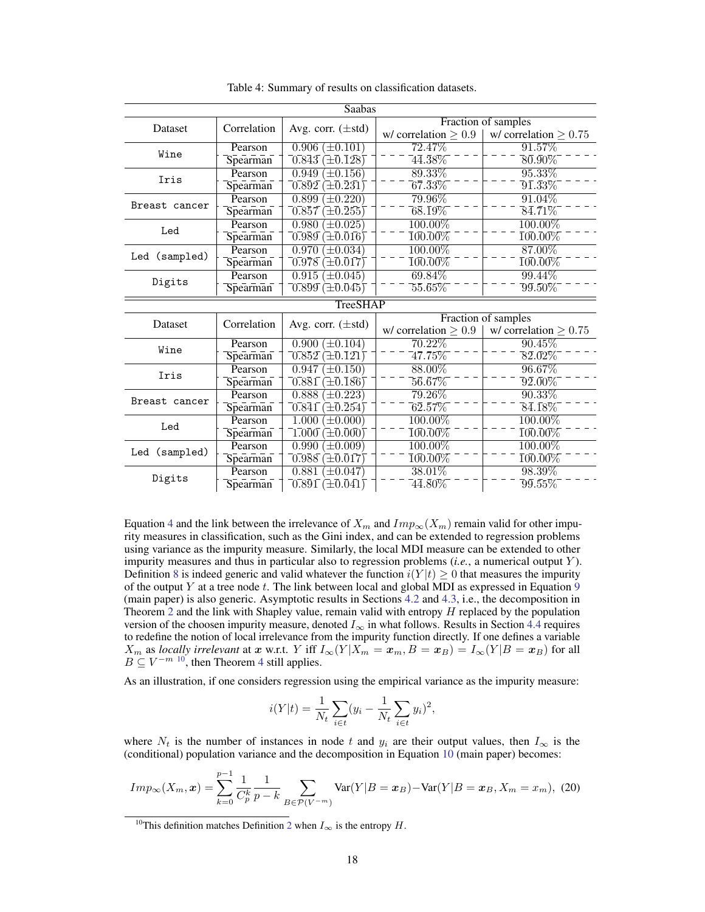Table 4: Summary of results on classification datasets.

| Saabas | | | | |
|---|---|---|---|---|
| Dataset | Correlation | Avg. corr. (±std) | Fraction of samples | |
| | | | w/ correlation $\geq 0.9$ | w/ correlation $\geq 0.75$ |
| `Wine` | Pearson | 0.906 (±0.101) | 72.47% | 91.57% |
| | Spearman | 0.843 (±0.128) | 44.38% | 80.90% |
| `Iris` | Pearson | 0.949 (±0.156) | 89.33% | 95.33% |
| | Spearman | 0.892 (±0.231) | 67.33% | 91.33% |
| `Breast cancer` | Pearson | 0.899 (±0.220) | 79.96% | 91.04% |
| | Spearman | 0.857 (±0.255) | 68.19% | 84.71% |
| `Led` | Pearson | 0.980 (±0.025) | 100.00% | 100.00% |
| | Spearman | 0.989 (±0.016) | 100.00% | 100.00% |
| `Led (sampled)` | Pearson | 0.970 (±0.034) | 100.00% | 87.00% |
| | Spearman | 0.978 (±0.017) | 100.00% | 100.00% |
| `Digits` | Pearson | 0.915 (±0.045) | 69.84% | 99.44% |
| | Spearman | 0.899 (±0.045) | 55.65% | 99.50% |
| **TreeSHAP** | | | | |
| Dataset | Correlation | Avg. corr. (±std) | Fraction of samples | |
| | | | w/ correlation $\geq 0.9$ | w/ correlation $\geq 0.75$ |
| `Wine` | Pearson | 0.900 (±0.104) | 70.22% | 90.45% |
| | Spearman | 0.852 (±0.121) | 47.75% | 82.02% |
| `Iris` | Pearson | 0.947 (±0.150) | 88.00% | 96.67% |
| | Spearman | 0.881 (±0.186) | 56.67% | 92.00% |
| `Breast cancer` | Pearson | 0.888 (±0.223) | 79.26% | 90.33% |
| | Spearman | 0.841 (±0.254) | 62.57% | 84.18% |
| `Led` | Pearson | 1.000 (±0.000) | 100.00% | 100.00% |
| | Spearman | 1.000 (±0.000) | 100.00% | 100.00% |
| `Led (sampled)` | Pearson | 0.990 (±0.009) | 100.00% | 100.00% |
| | Spearman | 0.988 (±0.017) | 100.00% | 100.00% |
| `Digits` | Pearson | 0.881 (±0.047) | 38.01% | 98.39% |
| | Spearman | 0.891 (±0.041) | 44.80% | 99.55% |

Equation 4 and the link between the irrelevance of $X_m$ and $Imp_\infty(X_m)$ remain valid for other impurity measures in classification, such as the Gini index, and can be extended to regression problems using variance as the impurity measure. Similarly, the local MDI measure can be extended to other impurity measures and thus in particular also to regression problems (*i.e.*, a numerical output $Y$). Definition 8 is indeed generic and valid whatever the function $i(Y|t) \geq 0$ that measures the impurity of the output $Y$ at a tree node $t$. The link between local and global MDI as expressed in Equation 9 (main paper) is also generic. Asymptotic results in Sections 4.2 and 4.3, i.e., the decomposition in Theorem 2 and the link with Shapley value, remain valid with entropy $H$ replaced by the population version of the choosen impurity measure, denoted $I_\infty$ in what follows. Results in Section 4.4 requires to redefine the notion of local irrelevance from the impurity function directly. If one defines a variable $X_m$ as *locally irrelevant* at $\boldsymbol{x}$ w.r.t. $Y$ iff $I_\infty(Y|X_m = \boldsymbol{x}_m, B = \boldsymbol{x}_B) = I_\infty(Y|B = \boldsymbol{x}_B)$ for all $B \subseteq V^{-m}$ [10], then Theorem 4 still applies.

As an illustration, if one considers regression using the empirical variance as the impurity measure:

$$i(Y|t) = \frac{1}{N_t} \sum_{i \in t} (y_i - \frac{1}{N_t} \sum_{i \in t} y_i)^2,$$

where $N_t$ is the number of instances in node $t$ and $y_i$ are their output values, then $I_\infty$ is the (conditional) population variance and the decomposition in Equation 10 (main paper) becomes:

$$Imp_\infty(X_m, \boldsymbol{x}) = \sum_{k=0}^{p-1} \frac{1}{C_p^k} \frac{1}{p-k} \sum_{B \in \mathcal{P}(V^{-m})} \text{Var}(Y|B = \boldsymbol{x}_B) - \text{Var}(Y|B = \boldsymbol{x}_B, X_m = x_m), \quad (20)$$

[10] This definition matches Definition 2 when $I_\infty$ is the entropy $H$.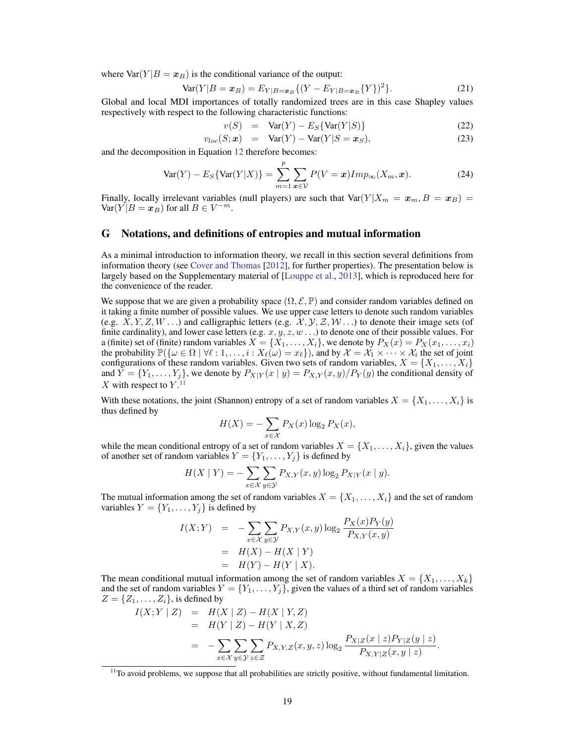where $\text{Var}(Y|B = \boldsymbol{x}_B)$ is the conditional variance of the output:

$$\text{Var}(Y|B = \boldsymbol{x}_B) = E_{Y|B=\boldsymbol{x}_B}\{(Y - E_{Y|B=\boldsymbol{x}_B}\{Y\})^2\}. \tag{21}$$

Global and local MDI importances of totally randomized trees are in this case Shapley values respectively with respect to the following characteristic functions:

$$v(S) = \text{Var}(Y) - E_S\{\text{Var}(Y|S)\} \tag{22}$$

$$v_{loc}(S; \boldsymbol{x}) = \text{Var}(Y) - \text{Var}(Y|S = \boldsymbol{x}_S), \tag{23}$$

and the decomposition in Equation 12 therefore becomes:

$$\text{Var}(Y) - E_S\{\text{Var}(Y|X)\} = \sum_{m=1}^{p} \sum_{\boldsymbol{x} \in \mathcal{V}} P(V = \boldsymbol{x}) Imp_\infty(X_m, \boldsymbol{x}). \tag{24}$$

Finally, locally irrelevant variables (null players) are such that $\text{Var}(Y|X_m = \boldsymbol{x}_m, B = \boldsymbol{x}_B) = \text{Var}(Y|B = \boldsymbol{x}_B)$ for all $B \in V^{-m}$.

## G Notations, and definitions of entropies and mutual information

As a minimal introduction to information theory, we recall in this section several definitions from information theory (see Cover and Thomas [2012], for further properties). The presentation below is largely based on the Supplementary material of [Louppe et al., 2013], which is reproduced here for the convenience of the reader.

We suppose that we are given a probability space $(\Omega, \mathcal{E}, \mathbb{P})$ and consider random variables defined on it taking a finite number of possible values. We use upper case letters to denote such random variables (e.g. $X, Y, Z, W \ldots$) and calligraphic letters (e.g. $\mathcal{X}, \mathcal{Y}, \mathcal{Z}, \mathcal{W} \ldots$) to denote their image sets (of finite cardinality), and lower case letters (e.g. $x, y, z, w \ldots$) to denote one of their possible values. For a (finite) set of (finite) random variables $X = \{X_1, \ldots, X_i\}$, we denote by $P_X(x) = P_X(x_1, \ldots, x_i)$ the probability $\mathbb{P}(\{\omega \in \Omega \mid \forall \ell : 1, \ldots, i : X_\ell(\omega) = x_\ell\})$, and by $\mathcal{X} = \mathcal{X}_1 \times \cdots \times \mathcal{X}_i$ the set of joint configurations of these random variables. Given two sets of random variables, $X = \{X_1, \ldots, X_i\}$ and $Y = \{Y_1, \ldots, Y_j\}$, we denote by $P_{X|Y}(x \mid y) = P_{X,Y}(x, y)/P_Y(y)$ the conditional density of $X$ with respect to $Y$.[11]

With these notations, the joint (Shannon) entropy of a set of random variables $X = \{X_1, \ldots, X_i\}$ is thus defined by

$$H(X) = -\sum_{x \in \mathcal{X}} P_X(x) \log_2 P_X(x),$$

while the mean conditional entropy of a set of random variables $X = \{X_1, \ldots, X_i\}$, given the values of another set of random variables $Y = \{Y_1, \ldots, Y_j\}$ is defined by

$$H(X \mid Y) = -\sum_{x \in \mathcal{X}} \sum_{y \in \mathcal{Y}} P_{X,Y}(x, y) \log_2 P_{X|Y}(x \mid y).$$

The mutual information among the set of random variables $X = \{X_1, \ldots, X_i\}$ and the set of random variables $Y = \{Y_1, \ldots, Y_j\}$ is defined by

$$\begin{aligned} I(X; Y) &= -\sum_{x \in \mathcal{X}} \sum_{y \in \mathcal{Y}} P_{X,Y}(x, y) \log_2 \frac{P_X(x) P_Y(y)}{P_{X,Y}(x, y)} \\ &= H(X) - H(X \mid Y) \\ &= H(Y) - H(Y \mid X). \end{aligned}$$

The mean conditional mutual information among the set of random variables $X = \{X_1, \ldots, X_k\}$ and the set of random variables $Y = \{Y_1, \ldots, Y_j\}$, given the values of a third set of random variables $Z = \{Z_1, \ldots, Z_i\}$, is defined by

$$\begin{aligned} I(X; Y \mid Z) &= H(X \mid Z) - H(X \mid Y, Z) \\ &= H(Y \mid Z) - H(Y \mid X, Z) \\ &= -\sum_{x \in \mathcal{X}} \sum_{y \in \mathcal{Y}} \sum_{z \in \mathcal{Z}} P_{X,Y,Z}(x, y, z) \log_2 \frac{P_{X|Z}(x \mid z) P_{Y|Z}(y \mid z)}{P_{X,Y|Z}(x, y \mid z)}. \end{aligned}$$

[11] To avoid problems, we suppose that all probabilities are strictly positive, without fundamental limitation.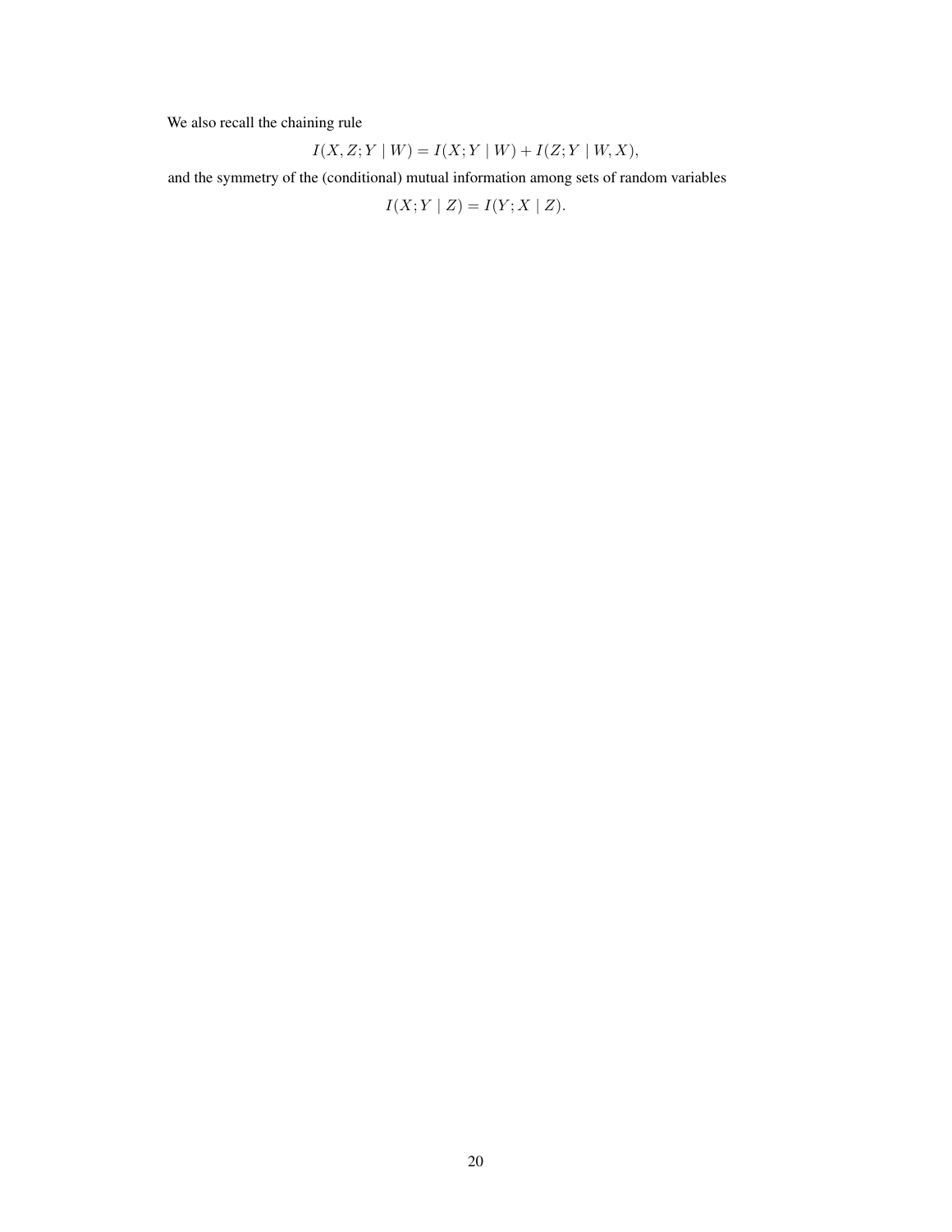We also recall the chaining rule

$$I(X, Z; Y \mid W) = I(X; Y \mid W) + I(Z; Y \mid W, X),$$

and the symmetry of the (conditional) mutual information among sets of random variables

$$I(X; Y \mid Z) = I(Y; X \mid Z).$$